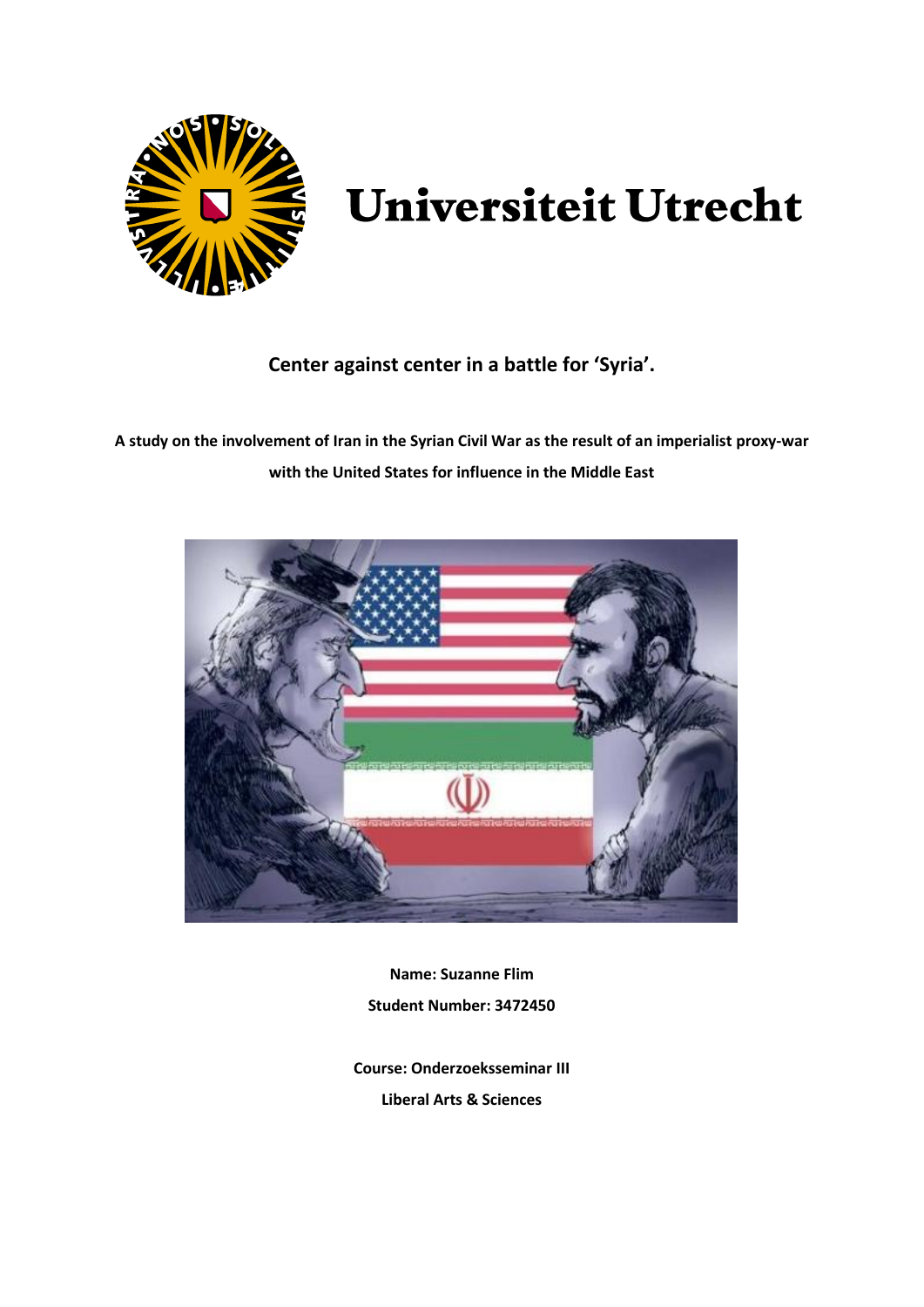Universiteit Utrecht

**Center against center in a battle for 'Syria'.**

**A study on the involvement of Iran in the Syrian Civil War as the result of an imperialist proxy-war with the United States for influence in the Middle East**

**Name: Suzanne Flim**

**Student Number: 3472450**

**Course: Onderzoeksseminar III**

**Liberal Arts & Sciences**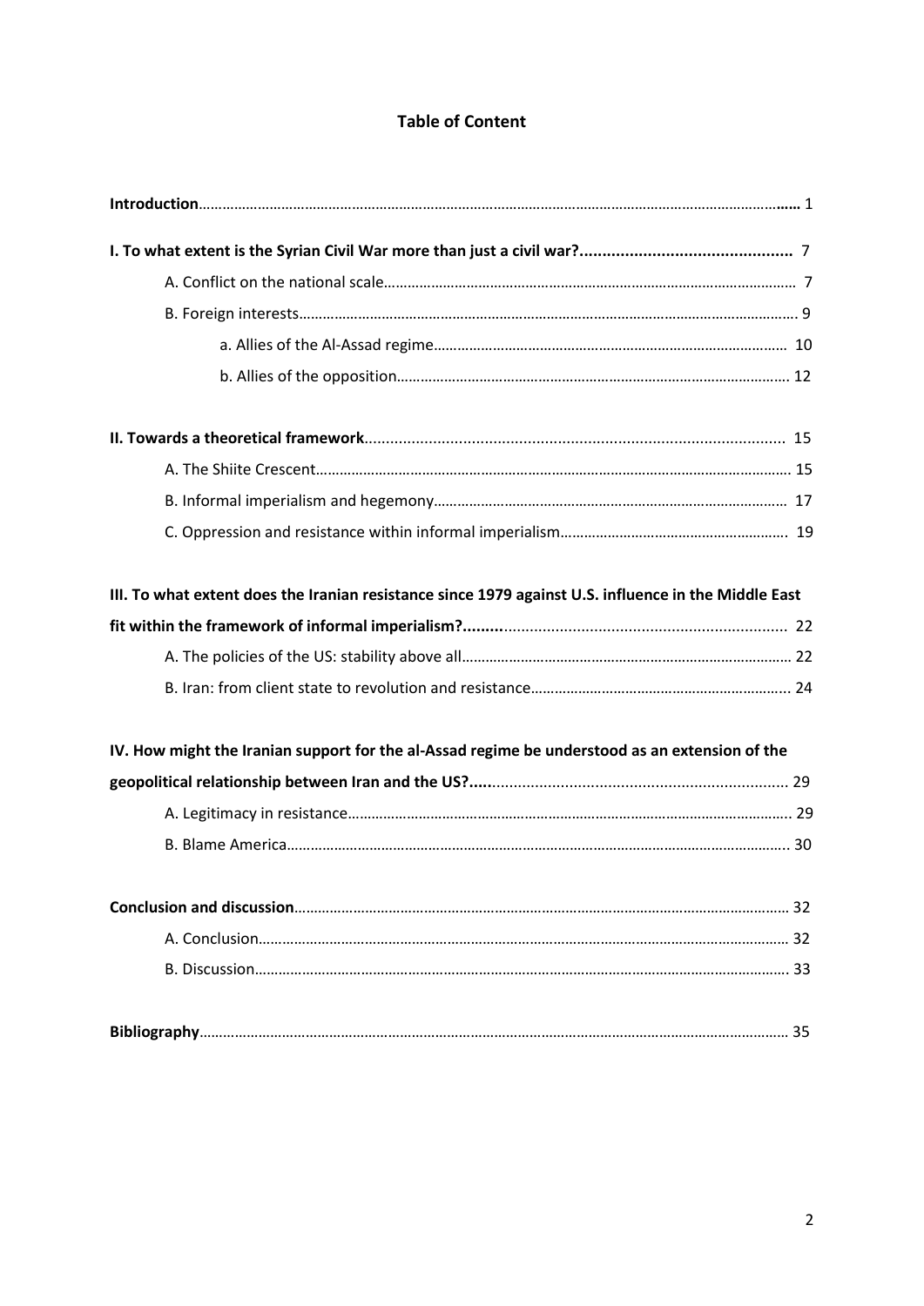# Table of Content

**Introduction** …… 1

**I. To what extent is the Syrian Civil War more than just a civil war?** …… 7

- A. Conflict on the national scale …… 7
- B. Foreign interests …… 9
  - a. Allies of the Al-Assad regime …… 10
  - b. Allies of the opposition …… 12

**II. Towards a theoretical framework** …… 15

- A. The Shiite Crescent …… 15
- B. Informal imperialism and hegemony …… 17
- C. Oppression and resistance within informal imperialism …… 19

**III. To what extent does the Iranian resistance since 1979 against U.S. influence in the Middle East fit within the framework of informal imperialism?** …… 22

- A. The policies of the US: stability above all …… 22
- B. Iran: from client state to revolution and resistance …… 24

**IV. How might the Iranian support for the al-Assad regime be understood as an extension of the geopolitical relationship between Iran and the US?** …… 29

- A. Legitimacy in resistance …… 29
- B. Blame America …… 30

**Conclusion and discussion** …… 32

- A. Conclusion …… 32
- B. Discussion …… 33

**Bibliography** …… 35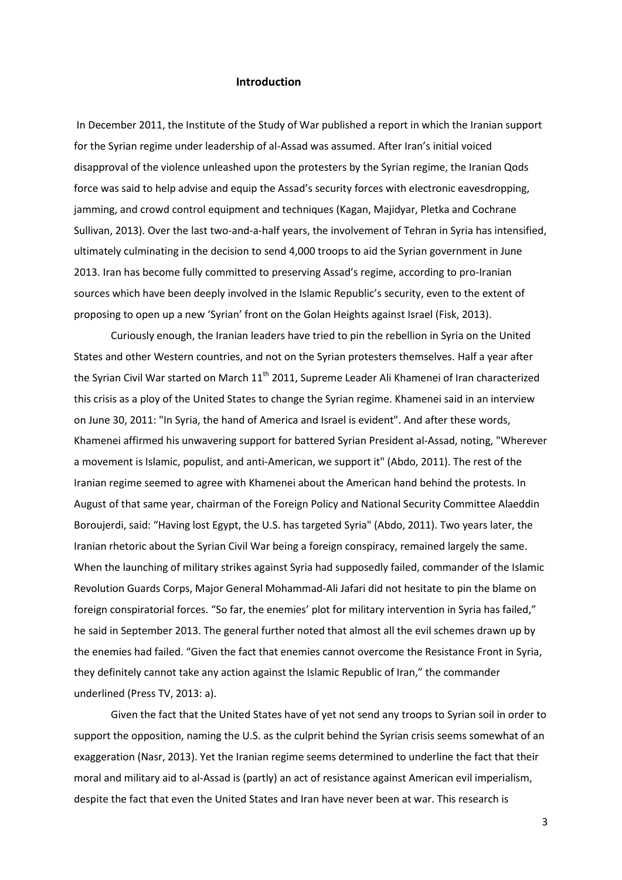## Introduction

In December 2011, the Institute of the Study of War published a report in which the Iranian support for the Syrian regime under leadership of al-Assad was assumed. After Iran's initial voiced disapproval of the violence unleashed upon the protesters by the Syrian regime, the Iranian Qods force was said to help advise and equip the Assad's security forces with electronic eavesdropping, jamming, and crowd control equipment and techniques (Kagan, Majidyar, Pletka and Cochrane Sullivan, 2013). Over the last two-and-a-half years, the involvement of Tehran in Syria has intensified, ultimately culminating in the decision to send 4,000 troops to aid the Syrian government in June 2013. Iran has become fully committed to preserving Assad's regime, according to pro-Iranian sources which have been deeply involved in the Islamic Republic's security, even to the extent of proposing to open up a new 'Syrian' front on the Golan Heights against Israel (Fisk, 2013).

Curiously enough, the Iranian leaders have tried to pin the rebellion in Syria on the United States and other Western countries, and not on the Syrian protesters themselves. Half a year after the Syrian Civil War started on March 11th 2011, Supreme Leader Ali Khamenei of Iran characterized this crisis as a ploy of the United States to change the Syrian regime. Khamenei said in an interview on June 30, 2011: "In Syria, the hand of America and Israel is evident". And after these words, Khamenei affirmed his unwavering support for battered Syrian President al-Assad, noting, "Wherever a movement is Islamic, populist, and anti-American, we support it" (Abdo, 2011). The rest of the Iranian regime seemed to agree with Khamenei about the American hand behind the protests. In August of that same year, chairman of the Foreign Policy and National Security Committee Alaeddin Boroujerdi, said: "Having lost Egypt, the U.S. has targeted Syria" (Abdo, 2011). Two years later, the Iranian rhetoric about the Syrian Civil War being a foreign conspiracy, remained largely the same. When the launching of military strikes against Syria had supposedly failed, commander of the Islamic Revolution Guards Corps, Major General Mohammad-Ali Jafari did not hesitate to pin the blame on foreign conspiratorial forces. "So far, the enemies' plot for military intervention in Syria has failed," he said in September 2013. The general further noted that almost all the evil schemes drawn up by the enemies had failed. "Given the fact that enemies cannot overcome the Resistance Front in Syria, they definitely cannot take any action against the Islamic Republic of Iran," the commander underlined (Press TV, 2013: a).

Given the fact that the United States have of yet not send any troops to Syrian soil in order to support the opposition, naming the U.S. as the culprit behind the Syrian crisis seems somewhat of an exaggeration (Nasr, 2013). Yet the Iranian regime seems determined to underline the fact that their moral and military aid to al-Assad is (partly) an act of resistance against American evil imperialism, despite the fact that even the United States and Iran have never been at war. This research is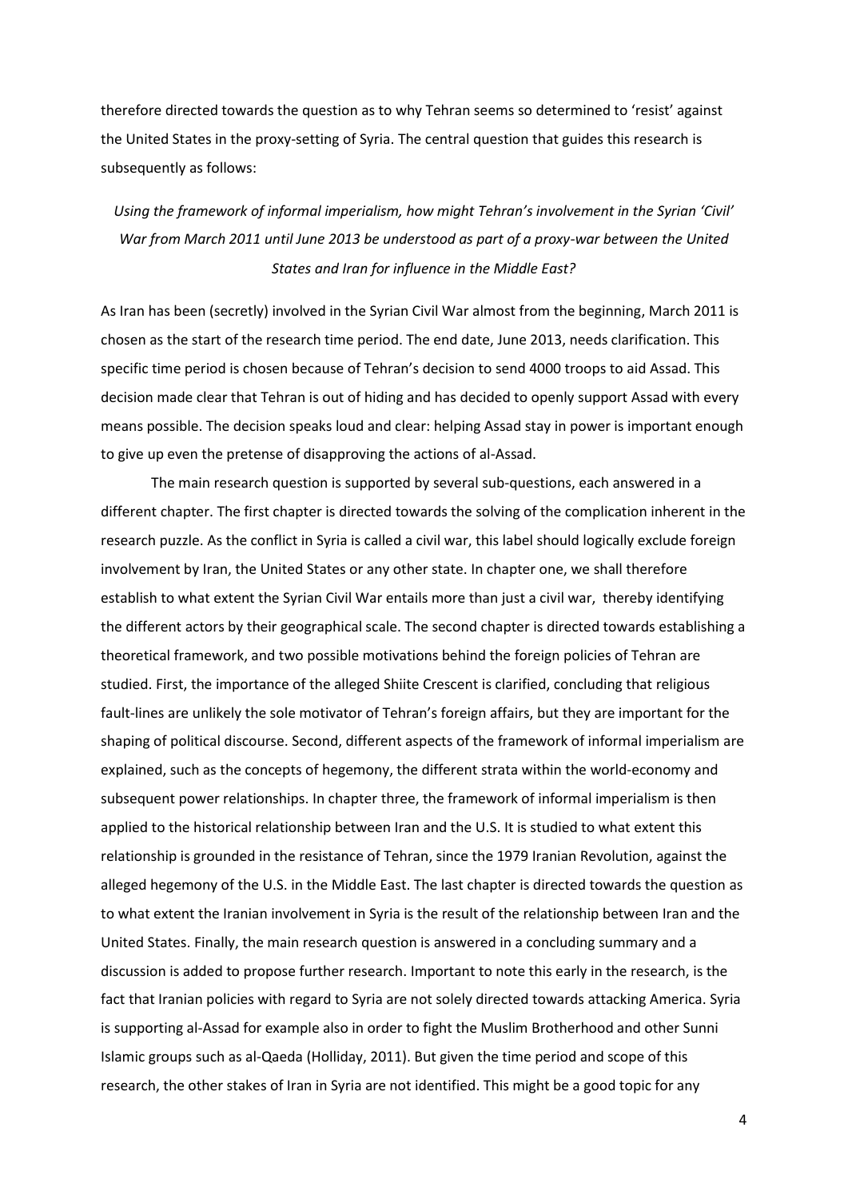therefore directed towards the question as to why Tehran seems so determined to 'resist' against the United States in the proxy-setting of Syria. The central question that guides this research is subsequently as follows:

*Using the framework of informal imperialism, how might Tehran's involvement in the Syrian 'Civil' War from March 2011 until June 2013 be understood as part of a proxy-war between the United States and Iran for influence in the Middle East?*

As Iran has been (secretly) involved in the Syrian Civil War almost from the beginning, March 2011 is chosen as the start of the research time period. The end date, June 2013, needs clarification. This specific time period is chosen because of Tehran's decision to send 4000 troops to aid Assad. This decision made clear that Tehran is out of hiding and has decided to openly support Assad with every means possible. The decision speaks loud and clear: helping Assad stay in power is important enough to give up even the pretense of disapproving the actions of al-Assad.

The main research question is supported by several sub-questions, each answered in a different chapter. The first chapter is directed towards the solving of the complication inherent in the research puzzle. As the conflict in Syria is called a civil war, this label should logically exclude foreign involvement by Iran, the United States or any other state. In chapter one, we shall therefore establish to what extent the Syrian Civil War entails more than just a civil war, thereby identifying the different actors by their geographical scale. The second chapter is directed towards establishing a theoretical framework, and two possible motivations behind the foreign policies of Tehran are studied. First, the importance of the alleged Shiite Crescent is clarified, concluding that religious fault-lines are unlikely the sole motivator of Tehran's foreign affairs, but they are important for the shaping of political discourse. Second, different aspects of the framework of informal imperialism are explained, such as the concepts of hegemony, the different strata within the world-economy and subsequent power relationships. In chapter three, the framework of informal imperialism is then applied to the historical relationship between Iran and the U.S. It is studied to what extent this relationship is grounded in the resistance of Tehran, since the 1979 Iranian Revolution, against the alleged hegemony of the U.S. in the Middle East. The last chapter is directed towards the question as to what extent the Iranian involvement in Syria is the result of the relationship between Iran and the United States. Finally, the main research question is answered in a concluding summary and a discussion is added to propose further research. Important to note this early in the research, is the fact that Iranian policies with regard to Syria are not solely directed towards attacking America. Syria is supporting al-Assad for example also in order to fight the Muslim Brotherhood and other Sunni Islamic groups such as al-Qaeda (Holliday, 2011). But given the time period and scope of this research, the other stakes of Iran in Syria are not identified. This might be a good topic for any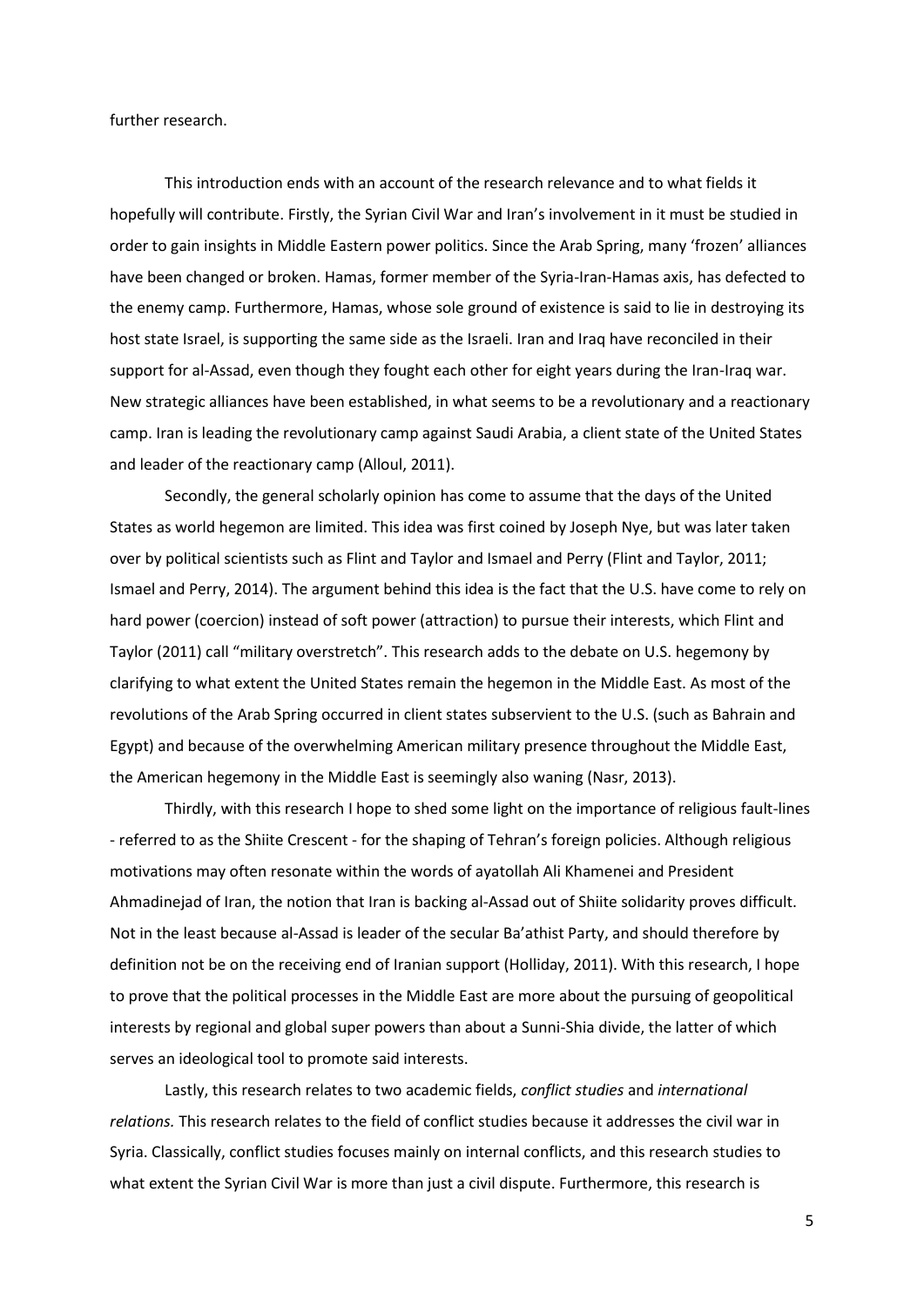further research.

This introduction ends with an account of the research relevance and to what fields it hopefully will contribute. Firstly, the Syrian Civil War and Iran's involvement in it must be studied in order to gain insights in Middle Eastern power politics. Since the Arab Spring, many 'frozen' alliances have been changed or broken. Hamas, former member of the Syria-Iran-Hamas axis, has defected to the enemy camp. Furthermore, Hamas, whose sole ground of existence is said to lie in destroying its host state Israel, is supporting the same side as the Israeli. Iran and Iraq have reconciled in their support for al-Assad, even though they fought each other for eight years during the Iran-Iraq war. New strategic alliances have been established, in what seems to be a revolutionary and a reactionary camp. Iran is leading the revolutionary camp against Saudi Arabia, a client state of the United States and leader of the reactionary camp (Alloul, 2011).

Secondly, the general scholarly opinion has come to assume that the days of the United States as world hegemon are limited. This idea was first coined by Joseph Nye, but was later taken over by political scientists such as Flint and Taylor and Ismael and Perry (Flint and Taylor, 2011; Ismael and Perry, 2014). The argument behind this idea is the fact that the U.S. have come to rely on hard power (coercion) instead of soft power (attraction) to pursue their interests, which Flint and Taylor (2011) call "military overstretch". This research adds to the debate on U.S. hegemony by clarifying to what extent the United States remain the hegemon in the Middle East. As most of the revolutions of the Arab Spring occurred in client states subservient to the U.S. (such as Bahrain and Egypt) and because of the overwhelming American military presence throughout the Middle East, the American hegemony in the Middle East is seemingly also waning (Nasr, 2013).

Thirdly, with this research I hope to shed some light on the importance of religious fault-lines - referred to as the Shiite Crescent - for the shaping of Tehran's foreign policies. Although religious motivations may often resonate within the words of ayatollah Ali Khamenei and President Ahmadinejad of Iran, the notion that Iran is backing al-Assad out of Shiite solidarity proves difficult. Not in the least because al-Assad is leader of the secular Ba'athist Party, and should therefore by definition not be on the receiving end of Iranian support (Holliday, 2011). With this research, I hope to prove that the political processes in the Middle East are more about the pursuing of geopolitical interests by regional and global super powers than about a Sunni-Shia divide, the latter of which serves an ideological tool to promote said interests.

Lastly, this research relates to two academic fields, *conflict studies* and *international relations.* This research relates to the field of conflict studies because it addresses the civil war in Syria. Classically, conflict studies focuses mainly on internal conflicts, and this research studies to what extent the Syrian Civil War is more than just a civil dispute. Furthermore, this research is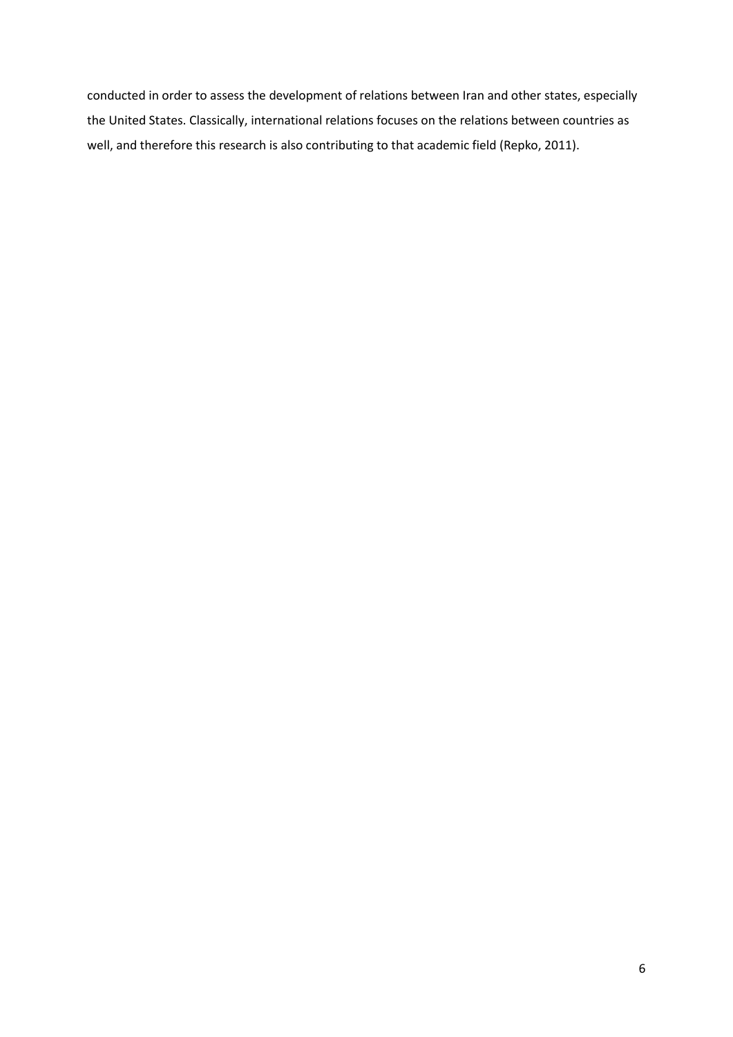conducted in order to assess the development of relations between Iran and other states, especially the United States. Classically, international relations focuses on the relations between countries as well, and therefore this research is also contributing to that academic field (Repko, 2011).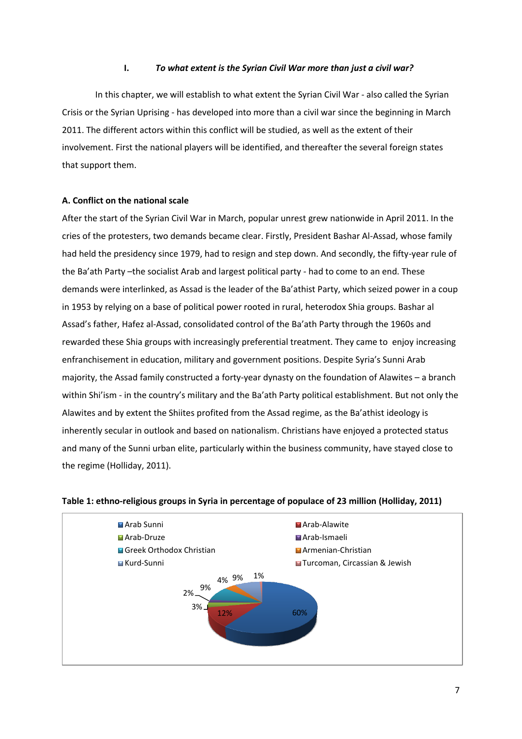### I. *To what extent is the Syrian Civil War more than just a civil war?*

In this chapter, we will establish to what extent the Syrian Civil War - also called the Syrian Crisis or the Syrian Uprising - has developed into more than a civil war since the beginning in March 2011. The different actors within this conflict will be studied, as well as the extent of their involvement. First the national players will be identified, and thereafter the several foreign states that support them.

#### A. Conflict on the national scale

After the start of the Syrian Civil War in March, popular unrest grew nationwide in April 2011. In the cries of the protesters, two demands became clear. Firstly, President Bashar Al-Assad, whose family had held the presidency since 1979, had to resign and step down. And secondly, the fifty-year rule of the Ba'ath Party –the socialist Arab and largest political party - had to come to an end. These demands were interlinked, as Assad is the leader of the Ba'athist Party, which seized power in a coup in 1953 by relying on a base of political power rooted in rural, heterodox Shia groups. Bashar al Assad's father, Hafez al-Assad, consolidated control of the Ba'ath Party through the 1960s and rewarded these Shia groups with increasingly preferential treatment. They came to enjoy increasing enfranchisement in education, military and government positions. Despite Syria's Sunni Arab majority, the Assad family constructed a forty-year dynasty on the foundation of Alawites – a branch within Shi'ism - in the country's military and the Ba'ath Party political establishment. But not only the Alawites and by extent the Shiites profited from the Assad regime, as the Ba'athist ideology is inherently secular in outlook and based on nationalism. Christians have enjoyed a protected status and many of the Sunni urban elite, particularly within the business community, have stayed close to the regime (Holliday, 2011).

**Table 1: ethno-religious groups in Syria in percentage of populace of 23 million (Holliday, 2011)**

| Group | Percentage |
|---|---|
| Arab Sunni | 60% |
| Arab-Alawite | 12% |
| Arab-Druze | 3% |
| Arab-Ismaeli | 2% |
| Greek Orthodox Christian | 9% |
| Armenian-Christian | 4% |
| Kurd-Sunni | 9% |
| Turcoman, Circassian & Jewish | 1% |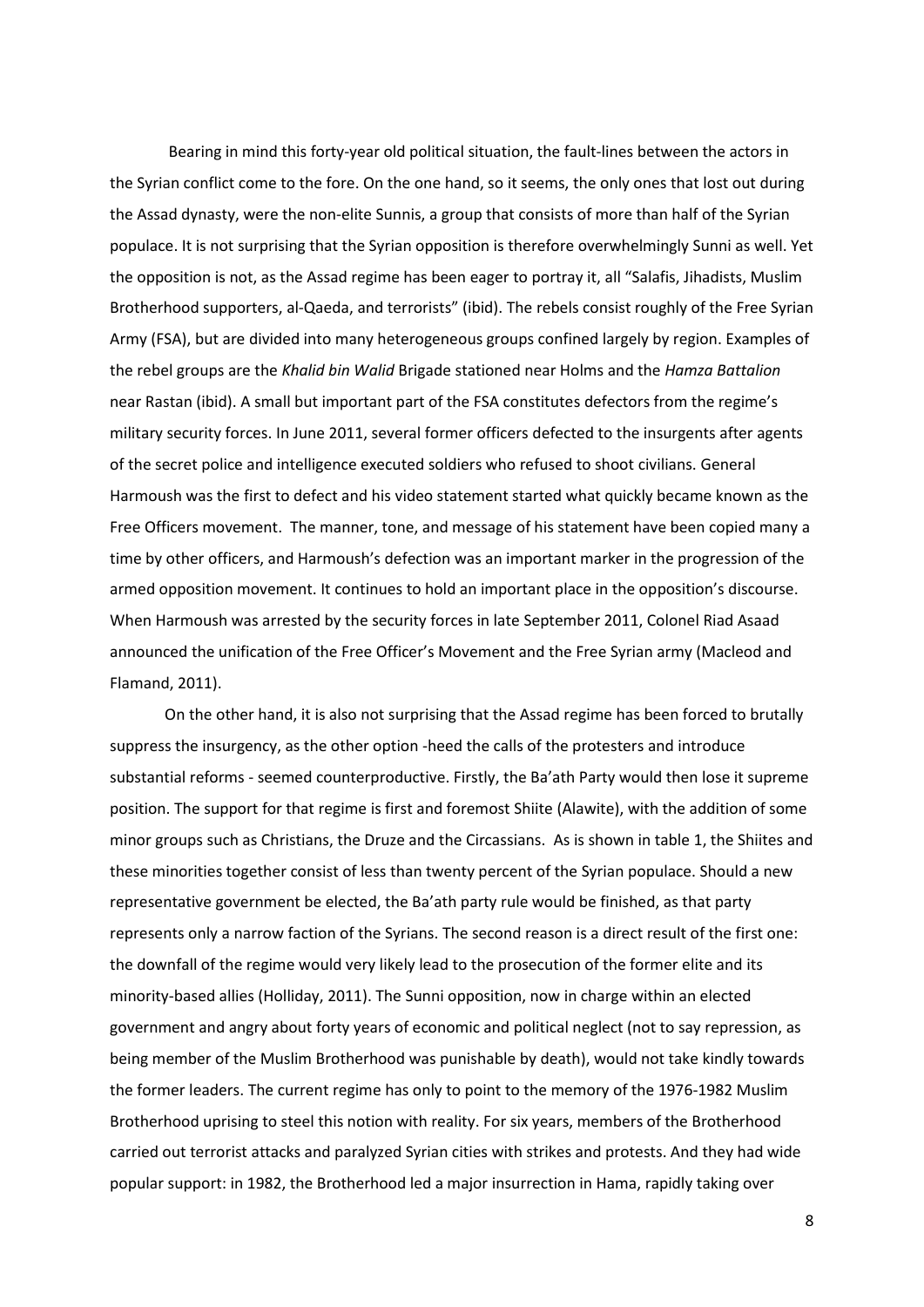Bearing in mind this forty-year old political situation, the fault-lines between the actors in the Syrian conflict come to the fore. On the one hand, so it seems, the only ones that lost out during the Assad dynasty, were the non-elite Sunnis, a group that consists of more than half of the Syrian populace. It is not surprising that the Syrian opposition is therefore overwhelmingly Sunni as well. Yet the opposition is not, as the Assad regime has been eager to portray it, all "Salafis, Jihadists, Muslim Brotherhood supporters, al-Qaeda, and terrorists" (ibid). The rebels consist roughly of the Free Syrian Army (FSA), but are divided into many heterogeneous groups confined largely by region. Examples of the rebel groups are the *Khalid bin Walid* Brigade stationed near Holms and the *Hamza Battalion* near Rastan (ibid). A small but important part of the FSA constitutes defectors from the regime's military security forces. In June 2011, several former officers defected to the insurgents after agents of the secret police and intelligence executed soldiers who refused to shoot civilians. General Harmoush was the first to defect and his video statement started what quickly became known as the Free Officers movement. The manner, tone, and message of his statement have been copied many a time by other officers, and Harmoush's defection was an important marker in the progression of the armed opposition movement. It continues to hold an important place in the opposition's discourse. When Harmoush was arrested by the security forces in late September 2011, Colonel Riad Asaad announced the unification of the Free Officer's Movement and the Free Syrian army (Macleod and Flamand, 2011).

On the other hand, it is also not surprising that the Assad regime has been forced to brutally suppress the insurgency, as the other option -heed the calls of the protesters and introduce substantial reforms - seemed counterproductive. Firstly, the Ba'ath Party would then lose it supreme position. The support for that regime is first and foremost Shiite (Alawite), with the addition of some minor groups such as Christians, the Druze and the Circassians. As is shown in table 1, the Shiites and these minorities together consist of less than twenty percent of the Syrian populace. Should a new representative government be elected, the Ba'ath party rule would be finished, as that party represents only a narrow faction of the Syrians. The second reason is a direct result of the first one: the downfall of the regime would very likely lead to the prosecution of the former elite and its minority-based allies (Holliday, 2011). The Sunni opposition, now in charge within an elected government and angry about forty years of economic and political neglect (not to say repression, as being member of the Muslim Brotherhood was punishable by death), would not take kindly towards the former leaders. The current regime has only to point to the memory of the 1976-1982 Muslim Brotherhood uprising to steel this notion with reality. For six years, members of the Brotherhood carried out terrorist attacks and paralyzed Syrian cities with strikes and protests. And they had wide popular support: in 1982, the Brotherhood led a major insurrection in Hama, rapidly taking over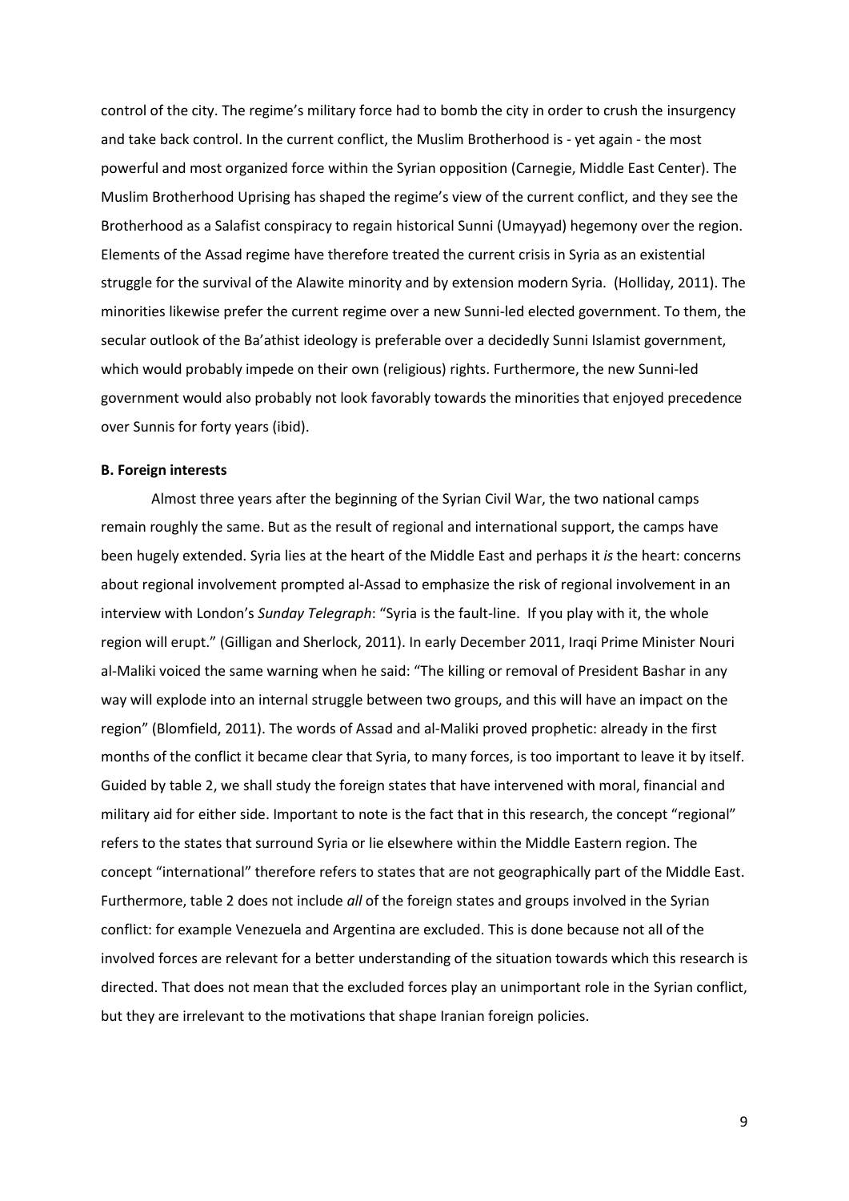control of the city. The regime's military force had to bomb the city in order to crush the insurgency and take back control. In the current conflict, the Muslim Brotherhood is - yet again - the most powerful and most organized force within the Syrian opposition (Carnegie, Middle East Center). The Muslim Brotherhood Uprising has shaped the regime's view of the current conflict, and they see the Brotherhood as a Salafist conspiracy to regain historical Sunni (Umayyad) hegemony over the region. Elements of the Assad regime have therefore treated the current crisis in Syria as an existential struggle for the survival of the Alawite minority and by extension modern Syria. (Holliday, 2011). The minorities likewise prefer the current regime over a new Sunni-led elected government. To them, the secular outlook of the Ba'athist ideology is preferable over a decidedly Sunni Islamist government, which would probably impede on their own (religious) rights. Furthermore, the new Sunni-led government would also probably not look favorably towards the minorities that enjoyed precedence over Sunnis for forty years (ibid).

**B. Foreign interests**

Almost three years after the beginning of the Syrian Civil War, the two national camps remain roughly the same. But as the result of regional and international support, the camps have been hugely extended. Syria lies at the heart of the Middle East and perhaps it *is* the heart: concerns about regional involvement prompted al-Assad to emphasize the risk of regional involvement in an interview with London's *Sunday Telegraph*: "Syria is the fault-line. If you play with it, the whole region will erupt." (Gilligan and Sherlock, 2011). In early December 2011, Iraqi Prime Minister Nouri al-Maliki voiced the same warning when he said: "The killing or removal of President Bashar in any way will explode into an internal struggle between two groups, and this will have an impact on the region" (Blomfield, 2011). The words of Assad and al-Maliki proved prophetic: already in the first months of the conflict it became clear that Syria, to many forces, is too important to leave it by itself. Guided by table 2, we shall study the foreign states that have intervened with moral, financial and military aid for either side. Important to note is the fact that in this research, the concept "regional" refers to the states that surround Syria or lie elsewhere within the Middle Eastern region. The concept "international" therefore refers to states that are not geographically part of the Middle East. Furthermore, table 2 does not include *all* of the foreign states and groups involved in the Syrian conflict: for example Venezuela and Argentina are excluded. This is done because not all of the involved forces are relevant for a better understanding of the situation towards which this research is directed. That does not mean that the excluded forces play an unimportant role in the Syrian conflict, but they are irrelevant to the motivations that shape Iranian foreign policies.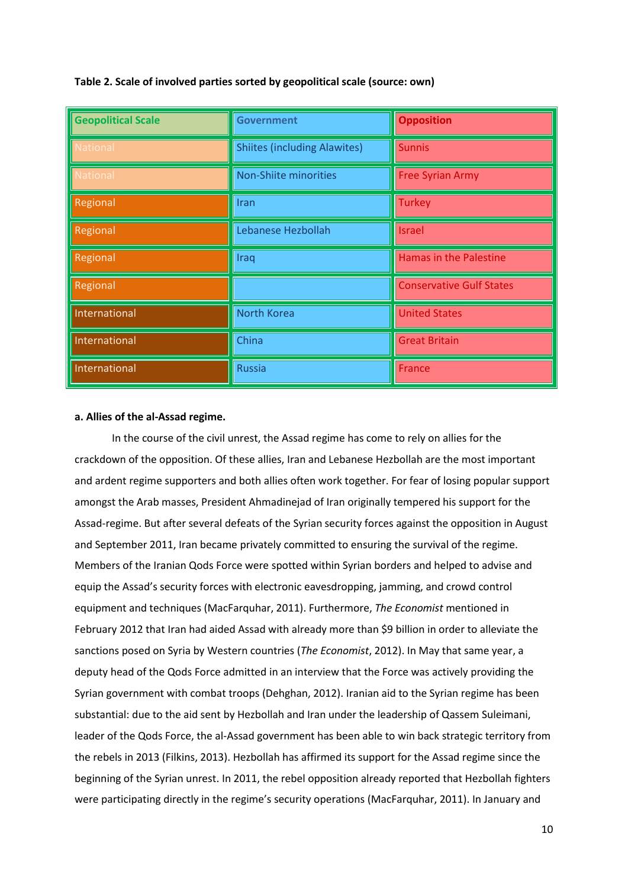**Table 2. Scale of involved parties sorted by geopolitical scale (source: own)**

| Geopolitical Scale | Government | Opposition |
|---|---|---|
| National | Shiites (including Alawites) | Sunnis |
| National | Non-Shiite minorities | Free Syrian Army |
| Regional | Iran | Turkey |
| Regional | Lebanese Hezbollah | Israel |
| Regional | Iraq | Hamas in the Palestine |
| Regional | | Conservative Gulf States |
| International | North Korea | United States |
| International | China | Great Britain |
| International | Russia | France |

**a. Allies of the al-Assad regime.**

In the course of the civil unrest, the Assad regime has come to rely on allies for the crackdown of the opposition. Of these allies, Iran and Lebanese Hezbollah are the most important and ardent regime supporters and both allies often work together. For fear of losing popular support amongst the Arab masses, President Ahmadinejad of Iran originally tempered his support for the Assad-regime. But after several defeats of the Syrian security forces against the opposition in August and September 2011, Iran became privately committed to ensuring the survival of the regime. Members of the Iranian Qods Force were spotted within Syrian borders and helped to advise and equip the Assad's security forces with electronic eavesdropping, jamming, and crowd control equipment and techniques (MacFarquhar, 2011). Furthermore, *The Economist* mentioned in February 2012 that Iran had aided Assad with already more than $9 billion in order to alleviate the sanctions posed on Syria by Western countries (*The Economist*, 2012). In May that same year, a deputy head of the Qods Force admitted in an interview that the Force was actively providing the Syrian government with combat troops (Dehghan, 2012). Iranian aid to the Syrian regime has been substantial: due to the aid sent by Hezbollah and Iran under the leadership of Qassem Suleimani, leader of the Qods Force, the al-Assad government has been able to win back strategic territory from the rebels in 2013 (Filkins, 2013). Hezbollah has affirmed its support for the Assad regime since the beginning of the Syrian unrest. In 2011, the rebel opposition already reported that Hezbollah fighters were participating directly in the regime's security operations (MacFarquhar, 2011). In January and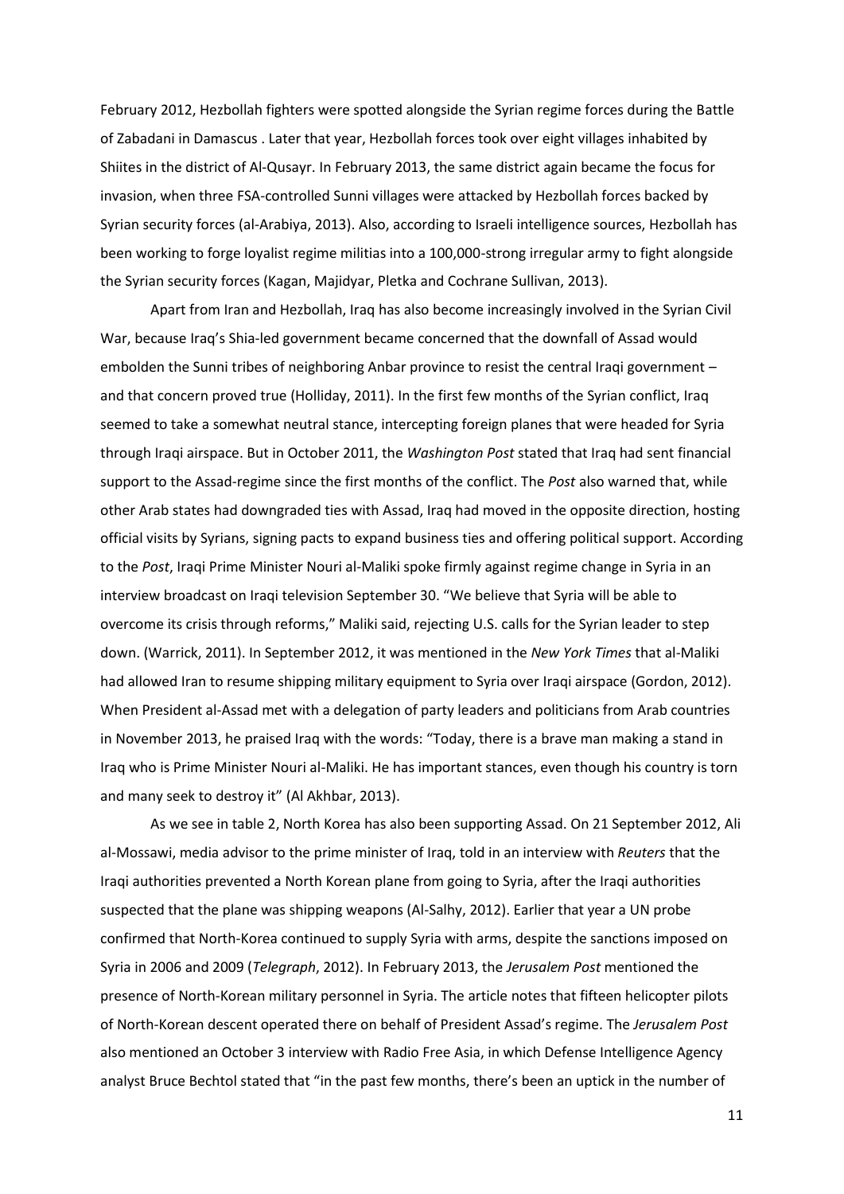February 2012, Hezbollah fighters were spotted alongside the Syrian regime forces during the Battle of Zabadani in Damascus . Later that year, Hezbollah forces took over eight villages inhabited by Shiites in the district of Al-Qusayr. In February 2013, the same district again became the focus for invasion, when three FSA-controlled Sunni villages were attacked by Hezbollah forces backed by Syrian security forces (al-Arabiya, 2013). Also, according to Israeli intelligence sources, Hezbollah has been working to forge loyalist regime militias into a 100,000-strong irregular army to fight alongside the Syrian security forces (Kagan, Majidyar, Pletka and Cochrane Sullivan, 2013).

Apart from Iran and Hezbollah, Iraq has also become increasingly involved in the Syrian Civil War, because Iraq's Shia-led government became concerned that the downfall of Assad would embolden the Sunni tribes of neighboring Anbar province to resist the central Iraqi government – and that concern proved true (Holliday, 2011). In the first few months of the Syrian conflict, Iraq seemed to take a somewhat neutral stance, intercepting foreign planes that were headed for Syria through Iraqi airspace. But in October 2011, the *Washington Post* stated that Iraq had sent financial support to the Assad-regime since the first months of the conflict. The *Post* also warned that, while other Arab states had downgraded ties with Assad, Iraq had moved in the opposite direction, hosting official visits by Syrians, signing pacts to expand business ties and offering political support. According to the *Post*, Iraqi Prime Minister Nouri al-Maliki spoke firmly against regime change in Syria in an interview broadcast on Iraqi television September 30. "We believe that Syria will be able to overcome its crisis through reforms," Maliki said, rejecting U.S. calls for the Syrian leader to step down. (Warrick, 2011). In September 2012, it was mentioned in the *New York Times* that al-Maliki had allowed Iran to resume shipping military equipment to Syria over Iraqi airspace (Gordon, 2012). When President al-Assad met with a delegation of party leaders and politicians from Arab countries in November 2013, he praised Iraq with the words: "Today, there is a brave man making a stand in Iraq who is Prime Minister Nouri al-Maliki. He has important stances, even though his country is torn and many seek to destroy it" (Al Akhbar, 2013).

As we see in table 2, North Korea has also been supporting Assad. On 21 September 2012, Ali al-Mossawi, media advisor to the prime minister of Iraq, told in an interview with *Reuters* that the Iraqi authorities prevented a North Korean plane from going to Syria, after the Iraqi authorities suspected that the plane was shipping weapons (Al-Salhy, 2012). Earlier that year a UN probe confirmed that North-Korea continued to supply Syria with arms, despite the sanctions imposed on Syria in 2006 and 2009 (*Telegraph*, 2012). In February 2013, the *Jerusalem Post* mentioned the presence of North-Korean military personnel in Syria. The article notes that fifteen helicopter pilots of North-Korean descent operated there on behalf of President Assad's regime. The *Jerusalem Post* also mentioned an October 3 interview with Radio Free Asia, in which Defense Intelligence Agency analyst Bruce Bechtol stated that "in the past few months, there's been an uptick in the number of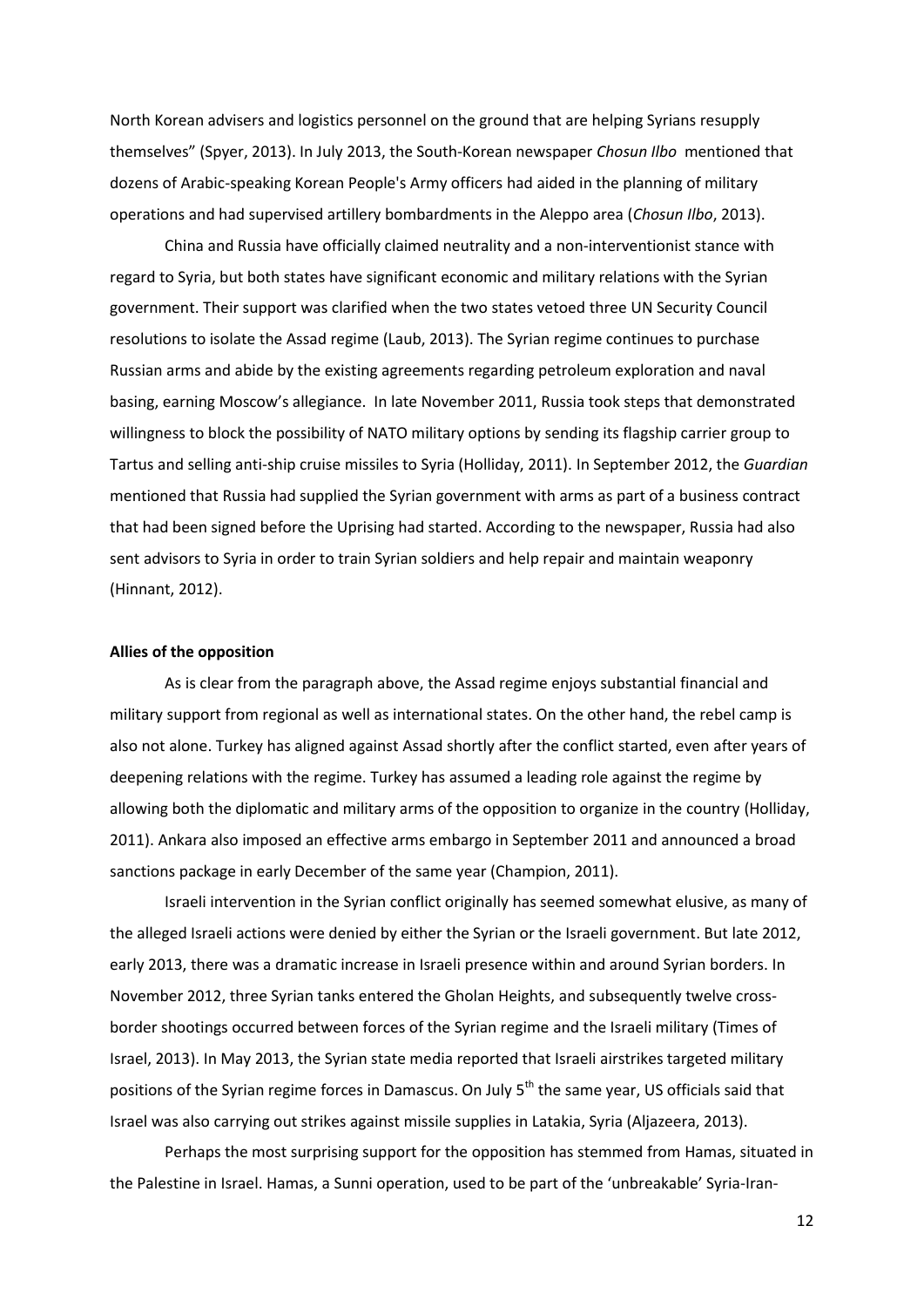North Korean advisers and logistics personnel on the ground that are helping Syrians resupply themselves" (Spyer, 2013). In July 2013, the South-Korean newspaper *Chosun Ilbo* mentioned that dozens of Arabic-speaking Korean People's Army officers had aided in the planning of military operations and had supervised artillery bombardments in the Aleppo area (*Chosun Ilbo*, 2013).

China and Russia have officially claimed neutrality and a non-interventionist stance with regard to Syria, but both states have significant economic and military relations with the Syrian government. Their support was clarified when the two states vetoed three UN Security Council resolutions to isolate the Assad regime (Laub, 2013). The Syrian regime continues to purchase Russian arms and abide by the existing agreements regarding petroleum exploration and naval basing, earning Moscow's allegiance. In late November 2011, Russia took steps that demonstrated willingness to block the possibility of NATO military options by sending its flagship carrier group to Tartus and selling anti-ship cruise missiles to Syria (Holliday, 2011). In September 2012, the *Guardian* mentioned that Russia had supplied the Syrian government with arms as part of a business contract that had been signed before the Uprising had started. According to the newspaper, Russia had also sent advisors to Syria in order to train Syrian soldiers and help repair and maintain weaponry (Hinnant, 2012).

**Allies of the opposition**

As is clear from the paragraph above, the Assad regime enjoys substantial financial and military support from regional as well as international states. On the other hand, the rebel camp is also not alone. Turkey has aligned against Assad shortly after the conflict started, even after years of deepening relations with the regime. Turkey has assumed a leading role against the regime by allowing both the diplomatic and military arms of the opposition to organize in the country (Holliday, 2011). Ankara also imposed an effective arms embargo in September 2011 and announced a broad sanctions package in early December of the same year (Champion, 2011).

Israeli intervention in the Syrian conflict originally has seemed somewhat elusive, as many of the alleged Israeli actions were denied by either the Syrian or the Israeli government. But late 2012, early 2013, there was a dramatic increase in Israeli presence within and around Syrian borders. In November 2012, three Syrian tanks entered the Gholan Heights, and subsequently twelve cross-border shootings occurred between forces of the Syrian regime and the Israeli military (Times of Israel, 2013). In May 2013, the Syrian state media reported that Israeli airstrikes targeted military positions of the Syrian regime forces in Damascus. On July 5th the same year, US officials said that Israel was also carrying out strikes against missile supplies in Latakia, Syria (Aljazeera, 2013).

Perhaps the most surprising support for the opposition has stemmed from Hamas, situated in the Palestine in Israel. Hamas, a Sunni operation, used to be part of the 'unbreakable' Syria-Iran-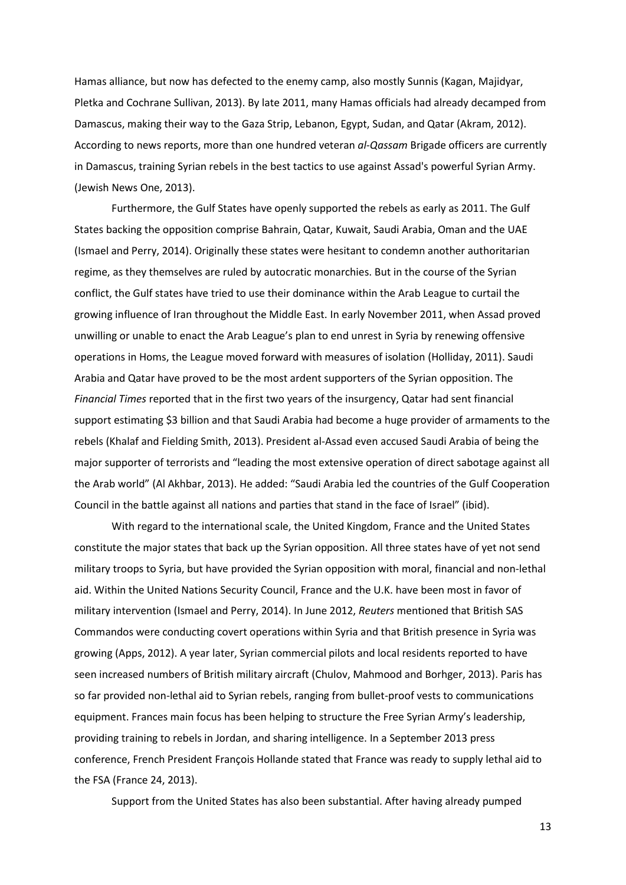Hamas alliance, but now has defected to the enemy camp, also mostly Sunnis (Kagan, Majidyar, Pletka and Cochrane Sullivan, 2013). By late 2011, many Hamas officials had already decamped from Damascus, making their way to the Gaza Strip, Lebanon, Egypt, Sudan, and Qatar (Akram, 2012). According to news reports, more than one hundred veteran *al-Qassam* Brigade officers are currently in Damascus, training Syrian rebels in the best tactics to use against Assad's powerful Syrian Army. (Jewish News One, 2013).

Furthermore, the Gulf States have openly supported the rebels as early as 2011. The Gulf States backing the opposition comprise Bahrain, Qatar, Kuwait, Saudi Arabia, Oman and the UAE (Ismael and Perry, 2014). Originally these states were hesitant to condemn another authoritarian regime, as they themselves are ruled by autocratic monarchies. But in the course of the Syrian conflict, the Gulf states have tried to use their dominance within the Arab League to curtail the growing influence of Iran throughout the Middle East. In early November 2011, when Assad proved unwilling or unable to enact the Arab League's plan to end unrest in Syria by renewing offensive operations in Homs, the League moved forward with measures of isolation (Holliday, 2011). Saudi Arabia and Qatar have proved to be the most ardent supporters of the Syrian opposition. The *Financial Times* reported that in the first two years of the insurgency, Qatar had sent financial support estimating $3 billion and that Saudi Arabia had become a huge provider of armaments to the rebels (Khalaf and Fielding Smith, 2013). President al-Assad even accused Saudi Arabia of being the major supporter of terrorists and "leading the most extensive operation of direct sabotage against all the Arab world" (Al Akhbar, 2013). He added: "Saudi Arabia led the countries of the Gulf Cooperation Council in the battle against all nations and parties that stand in the face of Israel" (ibid).

With regard to the international scale, the United Kingdom, France and the United States constitute the major states that back up the Syrian opposition. All three states have of yet not send military troops to Syria, but have provided the Syrian opposition with moral, financial and non-lethal aid. Within the United Nations Security Council, France and the U.K. have been most in favor of military intervention (Ismael and Perry, 2014). In June 2012, *Reuters* mentioned that British SAS Commandos were conducting covert operations within Syria and that British presence in Syria was growing (Apps, 2012). A year later, Syrian commercial pilots and local residents reported to have seen increased numbers of British military aircraft (Chulov, Mahmood and Borhger, 2013). Paris has so far provided non-lethal aid to Syrian rebels, ranging from bullet-proof vests to communications equipment. Frances main focus has been helping to structure the Free Syrian Army's leadership, providing training to rebels in Jordan, and sharing intelligence. In a September 2013 press conference, French President François Hollande stated that France was ready to supply lethal aid to the FSA (France 24, 2013).

Support from the United States has also been substantial. After having already pumped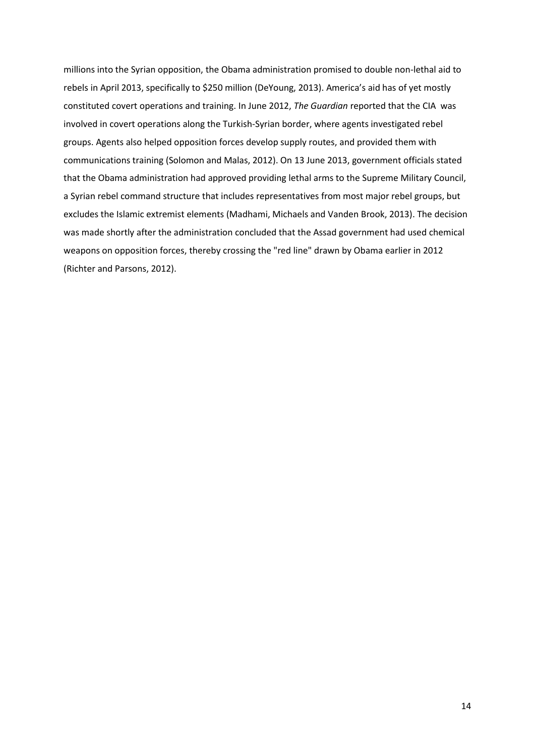millions into the Syrian opposition, the Obama administration promised to double non-lethal aid to rebels in April 2013, specifically to $250 million (DeYoung, 2013). America's aid has of yet mostly constituted covert operations and training. In June 2012, *The Guardian* reported that the CIA was involved in covert operations along the Turkish-Syrian border, where agents investigated rebel groups. Agents also helped opposition forces develop supply routes, and provided them with communications training (Solomon and Malas, 2012). On 13 June 2013, government officials stated that the Obama administration had approved providing lethal arms to the Supreme Military Council, a Syrian rebel command structure that includes representatives from most major rebel groups, but excludes the Islamic extremist elements (Madhami, Michaels and Vanden Brook, 2013). The decision was made shortly after the administration concluded that the Assad government had used chemical weapons on opposition forces, thereby crossing the "red line" drawn by Obama earlier in 2012 (Richter and Parsons, 2012).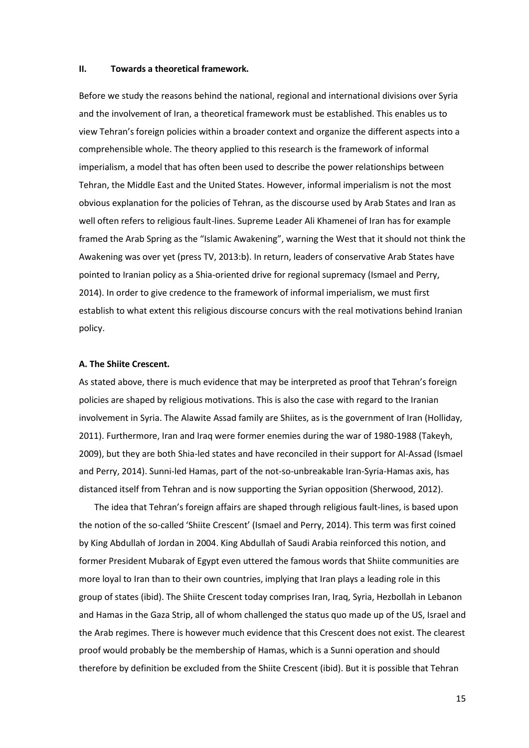## II. Towards a theoretical framework.

Before we study the reasons behind the national, regional and international divisions over Syria and the involvement of Iran, a theoretical framework must be established. This enables us to view Tehran's foreign policies within a broader context and organize the different aspects into a comprehensible whole. The theory applied to this research is the framework of informal imperialism, a model that has often been used to describe the power relationships between Tehran, the Middle East and the United States. However, informal imperialism is not the most obvious explanation for the policies of Tehran, as the discourse used by Arab States and Iran as well often refers to religious fault-lines. Supreme Leader Ali Khamenei of Iran has for example framed the Arab Spring as the "Islamic Awakening", warning the West that it should not think the Awakening was over yet (press TV, 2013:b). In return, leaders of conservative Arab States have pointed to Iranian policy as a Shia-oriented drive for regional supremacy (Ismael and Perry, 2014). In order to give credence to the framework of informal imperialism, we must first establish to what extent this religious discourse concurs with the real motivations behind Iranian policy.

### A. The Shiite Crescent.

As stated above, there is much evidence that may be interpreted as proof that Tehran's foreign policies are shaped by religious motivations. This is also the case with regard to the Iranian involvement in Syria. The Alawite Assad family are Shiites, as is the government of Iran (Holliday, 2011). Furthermore, Iran and Iraq were former enemies during the war of 1980-1988 (Takeyh, 2009), but they are both Shia-led states and have reconciled in their support for Al-Assad (Ismael and Perry, 2014). Sunni-led Hamas, part of the not-so-unbreakable Iran-Syria-Hamas axis, has distanced itself from Tehran and is now supporting the Syrian opposition (Sherwood, 2012).

The idea that Tehran's foreign affairs are shaped through religious fault-lines, is based upon the notion of the so-called 'Shiite Crescent' (Ismael and Perry, 2014). This term was first coined by King Abdullah of Jordan in 2004. King Abdullah of Saudi Arabia reinforced this notion, and former President Mubarak of Egypt even uttered the famous words that Shiite communities are more loyal to Iran than to their own countries, implying that Iran plays a leading role in this group of states (ibid). The Shiite Crescent today comprises Iran, Iraq, Syria, Hezbollah in Lebanon and Hamas in the Gaza Strip, all of whom challenged the status quo made up of the US, Israel and the Arab regimes. There is however much evidence that this Crescent does not exist. The clearest proof would probably be the membership of Hamas, which is a Sunni operation and should therefore by definition be excluded from the Shiite Crescent (ibid). But it is possible that Tehran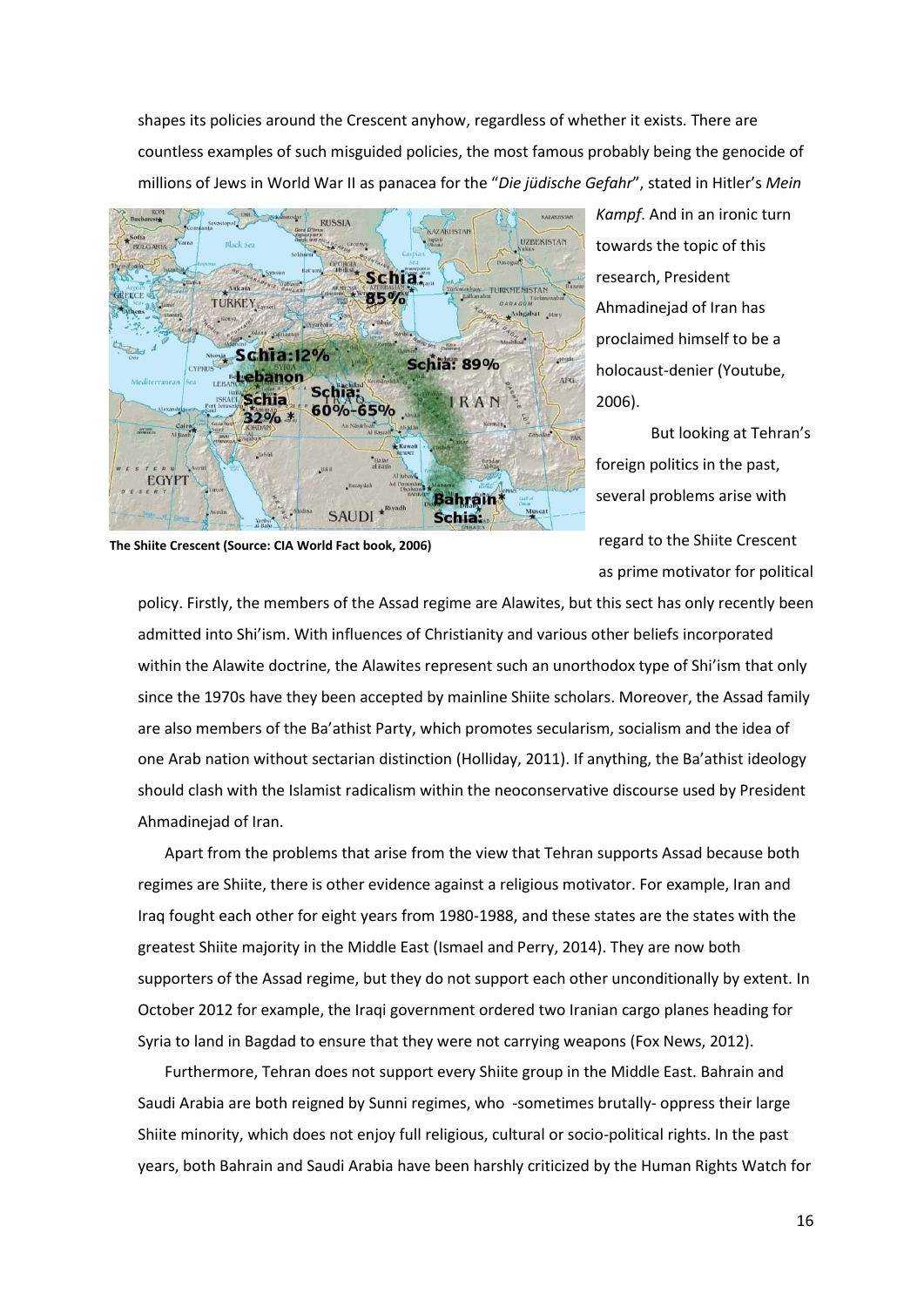shapes its policies around the Crescent anyhow, regardless of whether it exists. There are countless examples of such misguided policies, the most famous probably being the genocide of millions of Jews in World War II as panacea for the "*Die jüdische Gefahr*", stated in Hitler's *Mein Kampf*. And in an ironic turn towards the topic of this research, President Ahmadinejad of Iran has proclaimed himself to be a holocaust-denier (Youtube, 2006).

**The Shiite Crescent (Source: CIA World Fact book, 2006)**

But looking at Tehran's foreign politics in the past, several problems arise with regard to the Shiite Crescent as prime motivator for political policy. Firstly, the members of the Assad regime are Alawites, but this sect has only recently been admitted into Shi'ism. With influences of Christianity and various other beliefs incorporated within the Alawite doctrine, the Alawites represent such an unorthodox type of Shi'ism that only since the 1970s have they been accepted by mainline Shiite scholars. Moreover, the Assad family are also members of the Ba'athist Party, which promotes secularism, socialism and the idea of one Arab nation without sectarian distinction (Holliday, 2011). If anything, the Ba'athist ideology should clash with the Islamist radicalism within the neoconservative discourse used by President Ahmadinejad of Iran.

Apart from the problems that arise from the view that Tehran supports Assad because both regimes are Shiite, there is other evidence against a religious motivator. For example, Iran and Iraq fought each other for eight years from 1980-1988, and these states are the states with the greatest Shiite majority in the Middle East (Ismael and Perry, 2014). They are now both supporters of the Assad regime, but they do not support each other unconditionally by extent. In October 2012 for example, the Iraqi government ordered two Iranian cargo planes heading for Syria to land in Bagdad to ensure that they were not carrying weapons (Fox News, 2012).

Furthermore, Tehran does not support every Shiite group in the Middle East. Bahrain and Saudi Arabia are both reigned by Sunni regimes, who -sometimes brutally- oppress their large Shiite minority, which does not enjoy full religious, cultural or socio-political rights. In the past years, both Bahrain and Saudi Arabia have been harshly criticized by the Human Rights Watch for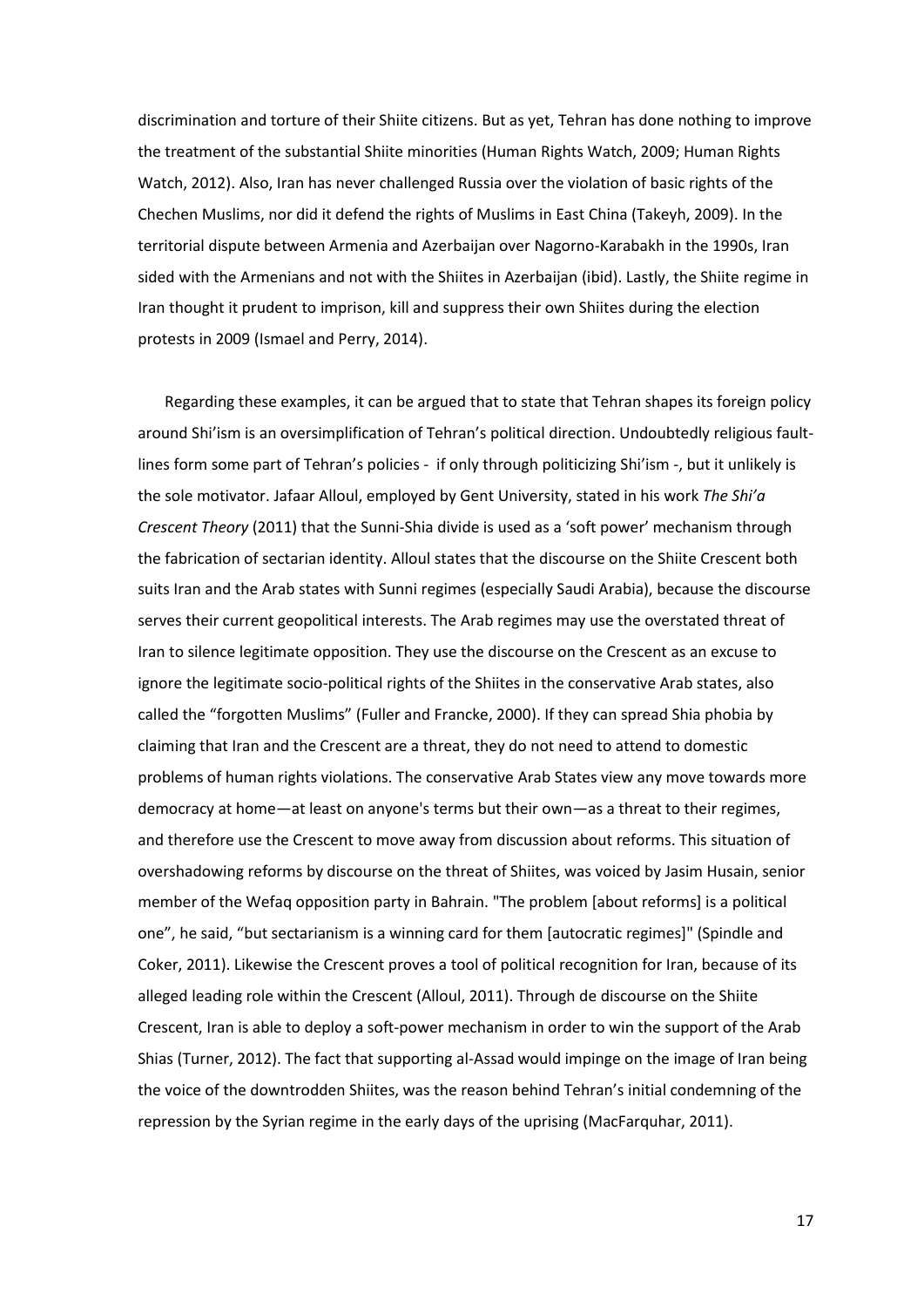discrimination and torture of their Shiite citizens. But as yet, Tehran has done nothing to improve the treatment of the substantial Shiite minorities (Human Rights Watch, 2009; Human Rights Watch, 2012). Also, Iran has never challenged Russia over the violation of basic rights of the Chechen Muslims, nor did it defend the rights of Muslims in East China (Takeyh, 2009). In the territorial dispute between Armenia and Azerbaijan over Nagorno-Karabakh in the 1990s, Iran sided with the Armenians and not with the Shiites in Azerbaijan (ibid). Lastly, the Shiite regime in Iran thought it prudent to imprison, kill and suppress their own Shiites during the election protests in 2009 (Ismael and Perry, 2014).

Regarding these examples, it can be argued that to state that Tehran shapes its foreign policy around Shi'ism is an oversimplification of Tehran's political direction. Undoubtedly religious fault-lines form some part of Tehran's policies - if only through politicizing Shi'ism -, but it unlikely is the sole motivator. Jafaar Alloul, employed by Gent University, stated in his work *The Shi'a Crescent Theory* (2011) that the Sunni-Shia divide is used as a 'soft power' mechanism through the fabrication of sectarian identity. Alloul states that the discourse on the Shiite Crescent both suits Iran and the Arab states with Sunni regimes (especially Saudi Arabia), because the discourse serves their current geopolitical interests. The Arab regimes may use the overstated threat of Iran to silence legitimate opposition. They use the discourse on the Crescent as an excuse to ignore the legitimate socio-political rights of the Shiites in the conservative Arab states, also called the "forgotten Muslims" (Fuller and Francke, 2000). If they can spread Shia phobia by claiming that Iran and the Crescent are a threat, they do not need to attend to domestic problems of human rights violations. The conservative Arab States view any move towards more democracy at home—at least on anyone's terms but their own—as a threat to their regimes, and therefore use the Crescent to move away from discussion about reforms. This situation of overshadowing reforms by discourse on the threat of Shiites, was voiced by Jasim Husain, senior member of the Wefaq opposition party in Bahrain. "The problem [about reforms] is a political one", he said, "but sectarianism is a winning card for them [autocratic regimes]" (Spindle and Coker, 2011). Likewise the Crescent proves a tool of political recognition for Iran, because of its alleged leading role within the Crescent (Alloul, 2011). Through de discourse on the Shiite Crescent, Iran is able to deploy a soft-power mechanism in order to win the support of the Arab Shias (Turner, 2012). The fact that supporting al-Assad would impinge on the image of Iran being the voice of the downtrodden Shiites, was the reason behind Tehran's initial condemning of the repression by the Syrian regime in the early days of the uprising (MacFarquhar, 2011).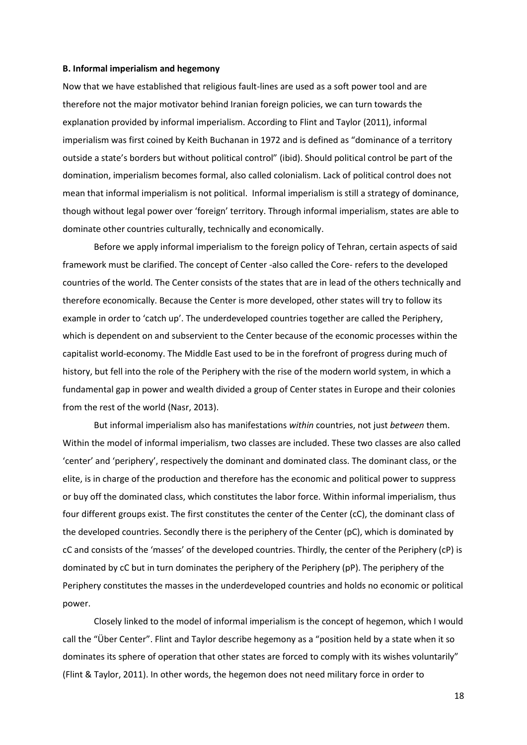**B. Informal imperialism and hegemony**

Now that we have established that religious fault-lines are used as a soft power tool and are therefore not the major motivator behind Iranian foreign policies, we can turn towards the explanation provided by informal imperialism. According to Flint and Taylor (2011), informal imperialism was first coined by Keith Buchanan in 1972 and is defined as "dominance of a territory outside a state's borders but without political control" (ibid). Should political control be part of the domination, imperialism becomes formal, also called colonialism. Lack of political control does not mean that informal imperialism is not political. Informal imperialism is still a strategy of dominance, though without legal power over 'foreign' territory. Through informal imperialism, states are able to dominate other countries culturally, technically and economically.

Before we apply informal imperialism to the foreign policy of Tehran, certain aspects of said framework must be clarified. The concept of Center -also called the Core- refers to the developed countries of the world. The Center consists of the states that are in lead of the others technically and therefore economically. Because the Center is more developed, other states will try to follow its example in order to 'catch up'. The underdeveloped countries together are called the Periphery, which is dependent on and subservient to the Center because of the economic processes within the capitalist world-economy. The Middle East used to be in the forefront of progress during much of history, but fell into the role of the Periphery with the rise of the modern world system, in which a fundamental gap in power and wealth divided a group of Center states in Europe and their colonies from the rest of the world (Nasr, 2013).

But informal imperialism also has manifestations *within* countries, not just *between* them. Within the model of informal imperialism, two classes are included. These two classes are also called 'center' and 'periphery', respectively the dominant and dominated class. The dominant class, or the elite, is in charge of the production and therefore has the economic and political power to suppress or buy off the dominated class, which constitutes the labor force. Within informal imperialism, thus four different groups exist. The first constitutes the center of the Center (cC), the dominant class of the developed countries. Secondly there is the periphery of the Center (pC), which is dominated by cC and consists of the 'masses' of the developed countries. Thirdly, the center of the Periphery (cP) is dominated by cC but in turn dominates the periphery of the Periphery (pP). The periphery of the Periphery constitutes the masses in the underdeveloped countries and holds no economic or political power.

Closely linked to the model of informal imperialism is the concept of hegemon, which I would call the "Über Center". Flint and Taylor describe hegemony as a "position held by a state when it so dominates its sphere of operation that other states are forced to comply with its wishes voluntarily" (Flint & Taylor, 2011). In other words, the hegemon does not need military force in order to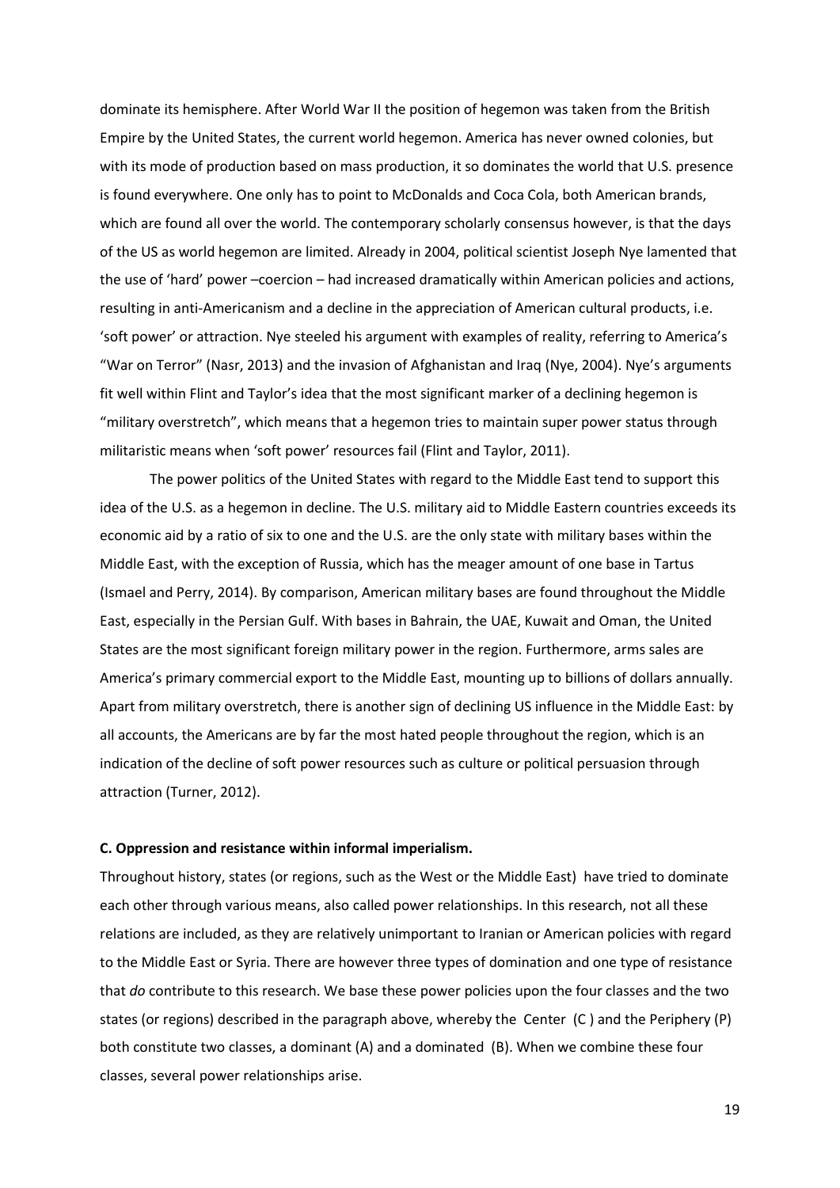dominate its hemisphere. After World War II the position of hegemon was taken from the British Empire by the United States, the current world hegemon. America has never owned colonies, but with its mode of production based on mass production, it so dominates the world that U.S. presence is found everywhere. One only has to point to McDonalds and Coca Cola, both American brands, which are found all over the world. The contemporary scholarly consensus however, is that the days of the US as world hegemon are limited. Already in 2004, political scientist Joseph Nye lamented that the use of 'hard' power –coercion – had increased dramatically within American policies and actions, resulting in anti-Americanism and a decline in the appreciation of American cultural products, i.e. 'soft power' or attraction. Nye steeled his argument with examples of reality, referring to America's "War on Terror" (Nasr, 2013) and the invasion of Afghanistan and Iraq (Nye, 2004). Nye's arguments fit well within Flint and Taylor's idea that the most significant marker of a declining hegemon is "military overstretch", which means that a hegemon tries to maintain super power status through militaristic means when 'soft power' resources fail (Flint and Taylor, 2011).

The power politics of the United States with regard to the Middle East tend to support this idea of the U.S. as a hegemon in decline. The U.S. military aid to Middle Eastern countries exceeds its economic aid by a ratio of six to one and the U.S. are the only state with military bases within the Middle East, with the exception of Russia, which has the meager amount of one base in Tartus (Ismael and Perry, 2014). By comparison, American military bases are found throughout the Middle East, especially in the Persian Gulf. With bases in Bahrain, the UAE, Kuwait and Oman, the United States are the most significant foreign military power in the region. Furthermore, arms sales are America's primary commercial export to the Middle East, mounting up to billions of dollars annually. Apart from military overstretch, there is another sign of declining US influence in the Middle East: by all accounts, the Americans are by far the most hated people throughout the region, which is an indication of the decline of soft power resources such as culture or political persuasion through attraction (Turner, 2012).

**C. Oppression and resistance within informal imperialism.**

Throughout history, states (or regions, such as the West or the Middle East) have tried to dominate each other through various means, also called power relationships. In this research, not all these relations are included, as they are relatively unimportant to Iranian or American policies with regard to the Middle East or Syria. There are however three types of domination and one type of resistance that *do* contribute to this research. We base these power policies upon the four classes and the two states (or regions) described in the paragraph above, whereby the Center (C ) and the Periphery (P) both constitute two classes, a dominant (A) and a dominated (B). When we combine these four classes, several power relationships arise.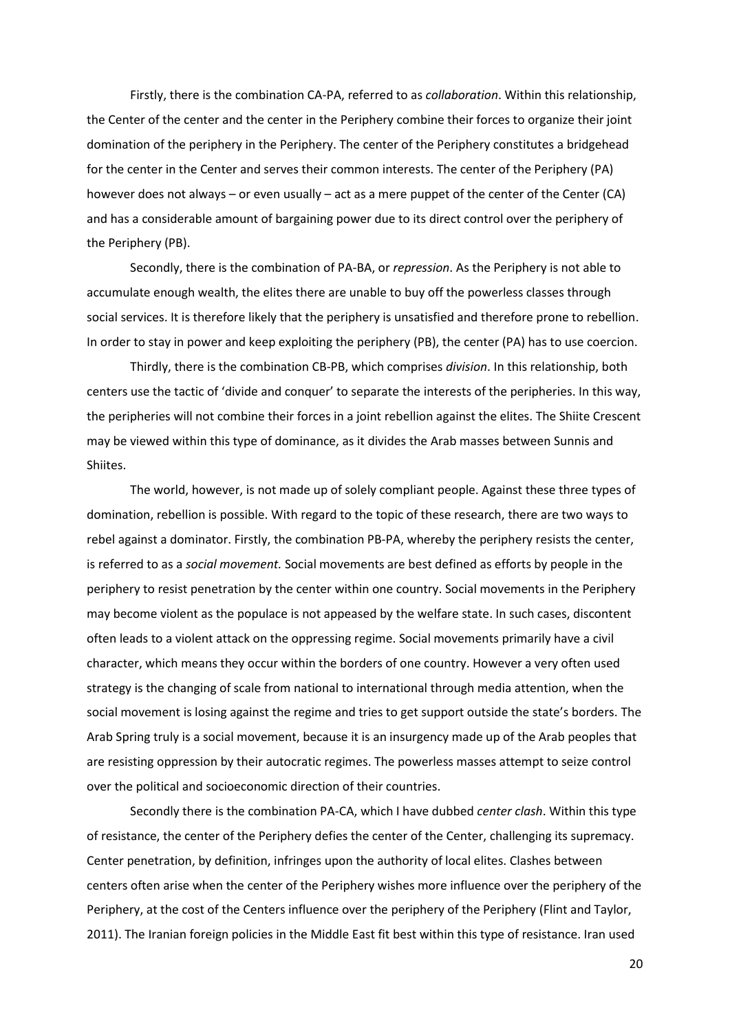Firstly, there is the combination CA-PA, referred to as *collaboration*. Within this relationship, the Center of the center and the center in the Periphery combine their forces to organize their joint domination of the periphery in the Periphery. The center of the Periphery constitutes a bridgehead for the center in the Center and serves their common interests. The center of the Periphery (PA) however does not always – or even usually – act as a mere puppet of the center of the Center (CA) and has a considerable amount of bargaining power due to its direct control over the periphery of the Periphery (PB).

Secondly, there is the combination of PA-BA, or *repression*. As the Periphery is not able to accumulate enough wealth, the elites there are unable to buy off the powerless classes through social services. It is therefore likely that the periphery is unsatisfied and therefore prone to rebellion. In order to stay in power and keep exploiting the periphery (PB), the center (PA) has to use coercion.

Thirdly, there is the combination CB-PB, which comprises *division*. In this relationship, both centers use the tactic of 'divide and conquer' to separate the interests of the peripheries. In this way, the peripheries will not combine their forces in a joint rebellion against the elites. The Shiite Crescent may be viewed within this type of dominance, as it divides the Arab masses between Sunnis and Shiites.

The world, however, is not made up of solely compliant people. Against these three types of domination, rebellion is possible. With regard to the topic of these research, there are two ways to rebel against a dominator. Firstly, the combination PB-PA, whereby the periphery resists the center, is referred to as a *social movement.* Social movements are best defined as efforts by people in the periphery to resist penetration by the center within one country. Social movements in the Periphery may become violent as the populace is not appeased by the welfare state. In such cases, discontent often leads to a violent attack on the oppressing regime. Social movements primarily have a civil character, which means they occur within the borders of one country. However a very often used strategy is the changing of scale from national to international through media attention, when the social movement is losing against the regime and tries to get support outside the state's borders. The Arab Spring truly is a social movement, because it is an insurgency made up of the Arab peoples that are resisting oppression by their autocratic regimes. The powerless masses attempt to seize control over the political and socioeconomic direction of their countries.

Secondly there is the combination PA-CA, which I have dubbed *center clash*. Within this type of resistance, the center of the Periphery defies the center of the Center, challenging its supremacy. Center penetration, by definition, infringes upon the authority of local elites. Clashes between centers often arise when the center of the Periphery wishes more influence over the periphery of the Periphery, at the cost of the Centers influence over the periphery of the Periphery (Flint and Taylor, 2011). The Iranian foreign policies in the Middle East fit best within this type of resistance. Iran used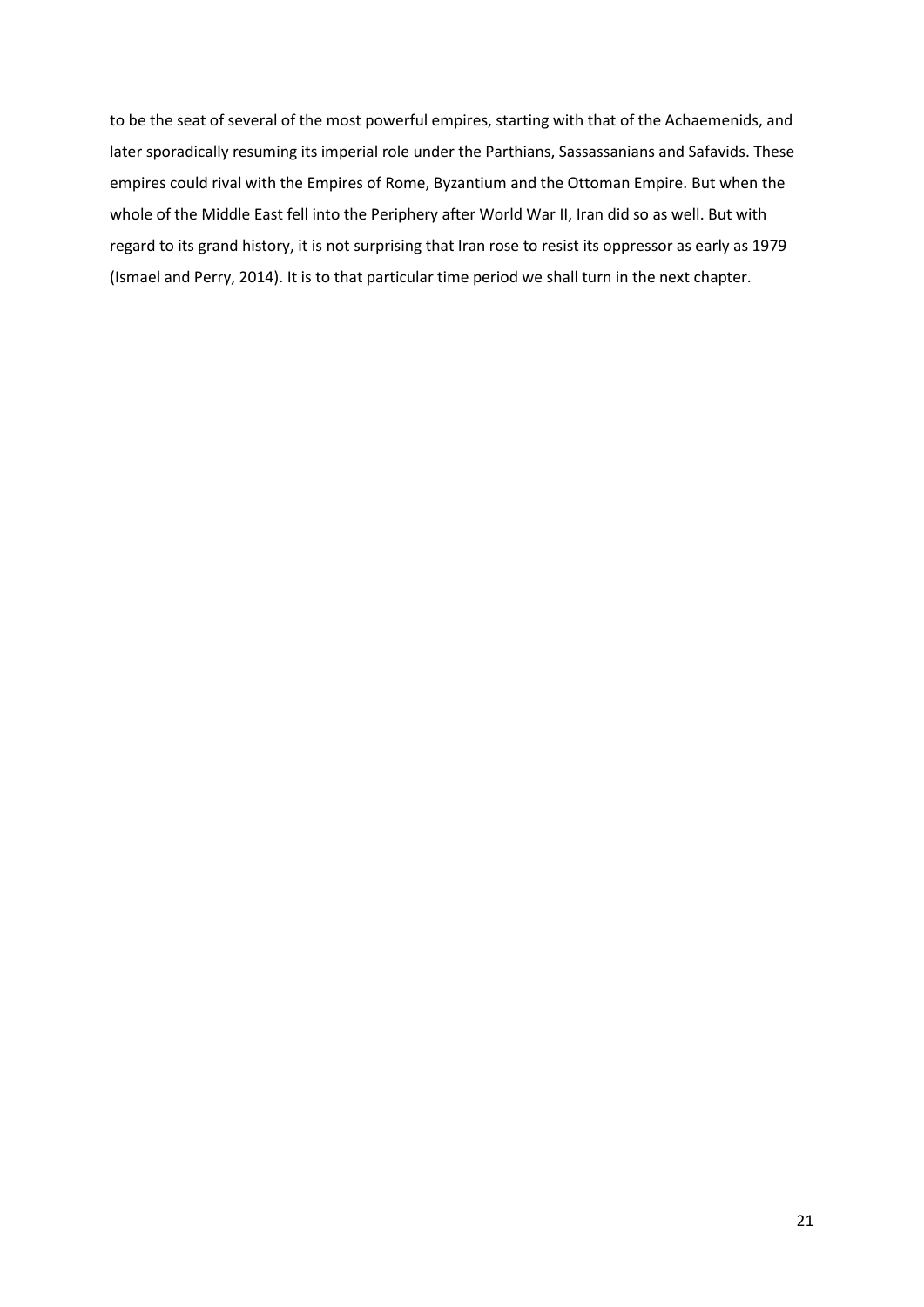to be the seat of several of the most powerful empires, starting with that of the Achaemenids, and later sporadically resuming its imperial role under the Parthians, Sassassanians and Safavids. These empires could rival with the Empires of Rome, Byzantium and the Ottoman Empire. But when the whole of the Middle East fell into the Periphery after World War II, Iran did so as well. But with regard to its grand history, it is not surprising that Iran rose to resist its oppressor as early as 1979 (Ismael and Perry, 2014). It is to that particular time period we shall turn in the next chapter.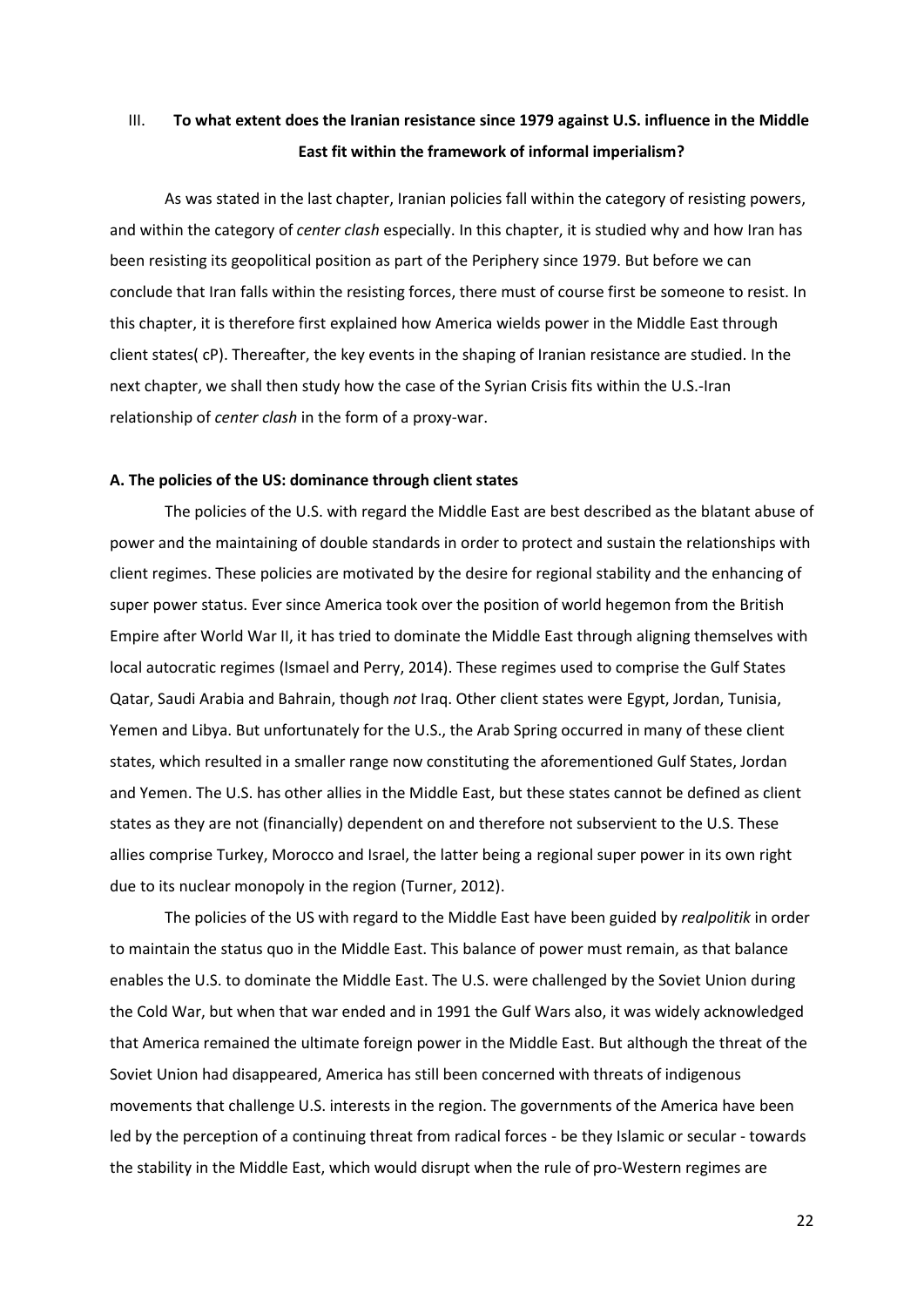## III. **To what extent does the Iranian resistance since 1979 against U.S. influence in the Middle East fit within the framework of informal imperialism?**

As was stated in the last chapter, Iranian policies fall within the category of resisting powers, and within the category of *center clash* especially. In this chapter, it is studied why and how Iran has been resisting its geopolitical position as part of the Periphery since 1979. But before we can conclude that Iran falls within the resisting forces, there must of course first be someone to resist. In this chapter, it is therefore first explained how America wields power in the Middle East through client states( cP). Thereafter, the key events in the shaping of Iranian resistance are studied. In the next chapter, we shall then study how the case of the Syrian Crisis fits within the U.S.-Iran relationship of *center clash* in the form of a proxy-war.

### A. The policies of the US: dominance through client states

The policies of the U.S. with regard the Middle East are best described as the blatant abuse of power and the maintaining of double standards in order to protect and sustain the relationships with client regimes. These policies are motivated by the desire for regional stability and the enhancing of super power status. Ever since America took over the position of world hegemon from the British Empire after World War II, it has tried to dominate the Middle East through aligning themselves with local autocratic regimes (Ismael and Perry, 2014). These regimes used to comprise the Gulf States Qatar, Saudi Arabia and Bahrain, though *not* Iraq. Other client states were Egypt, Jordan, Tunisia, Yemen and Libya. But unfortunately for the U.S., the Arab Spring occurred in many of these client states, which resulted in a smaller range now constituting the aforementioned Gulf States, Jordan and Yemen. The U.S. has other allies in the Middle East, but these states cannot be defined as client states as they are not (financially) dependent on and therefore not subservient to the U.S. These allies comprise Turkey, Morocco and Israel, the latter being a regional super power in its own right due to its nuclear monopoly in the region (Turner, 2012).

The policies of the US with regard to the Middle East have been guided by *realpolitik* in order to maintain the status quo in the Middle East. This balance of power must remain, as that balance enables the U.S. to dominate the Middle East. The U.S. were challenged by the Soviet Union during the Cold War, but when that war ended and in 1991 the Gulf Wars also, it was widely acknowledged that America remained the ultimate foreign power in the Middle East. But although the threat of the Soviet Union had disappeared, America has still been concerned with threats of indigenous movements that challenge U.S. interests in the region. The governments of the America have been led by the perception of a continuing threat from radical forces - be they Islamic or secular - towards the stability in the Middle East, which would disrupt when the rule of pro-Western regimes are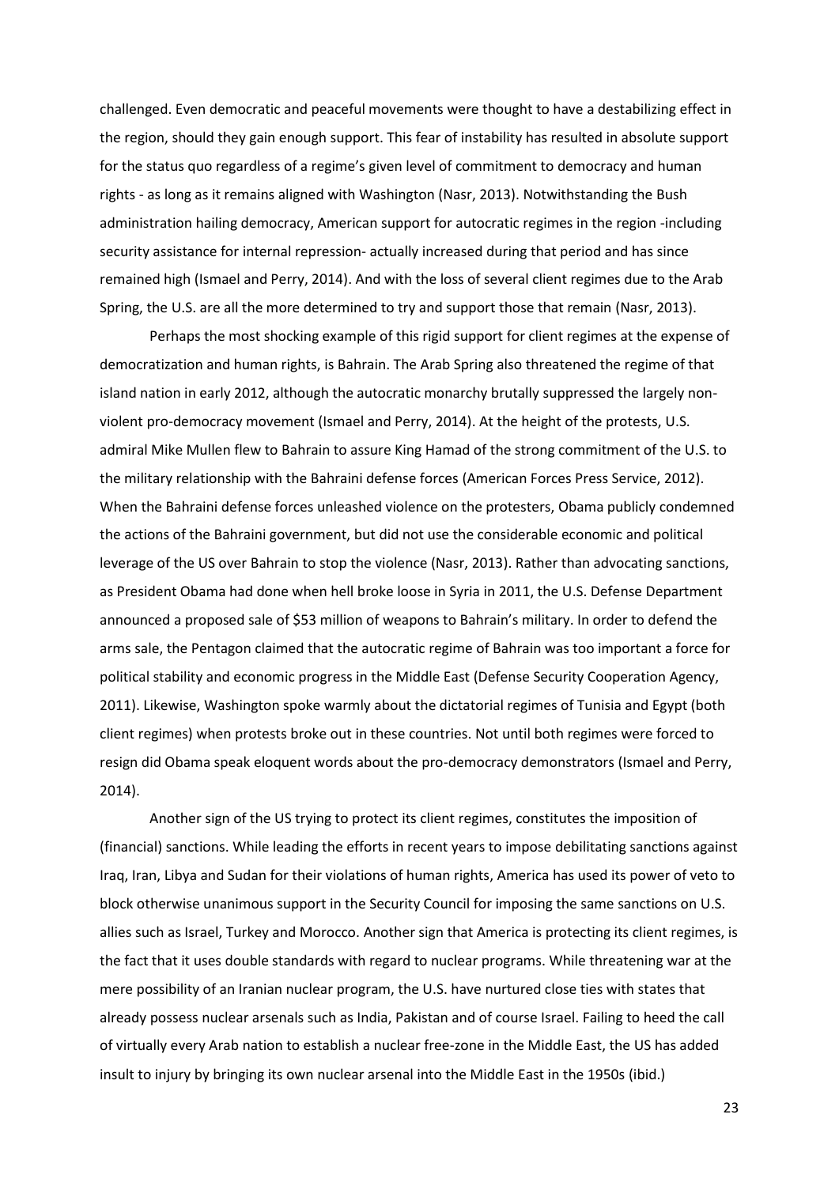challenged. Even democratic and peaceful movements were thought to have a destabilizing effect in the region, should they gain enough support. This fear of instability has resulted in absolute support for the status quo regardless of a regime's given level of commitment to democracy and human rights - as long as it remains aligned with Washington (Nasr, 2013). Notwithstanding the Bush administration hailing democracy, American support for autocratic regimes in the region -including security assistance for internal repression- actually increased during that period and has since remained high (Ismael and Perry, 2014). And with the loss of several client regimes due to the Arab Spring, the U.S. are all the more determined to try and support those that remain (Nasr, 2013).

Perhaps the most shocking example of this rigid support for client regimes at the expense of democratization and human rights, is Bahrain. The Arab Spring also threatened the regime of that island nation in early 2012, although the autocratic monarchy brutally suppressed the largely non-violent pro-democracy movement (Ismael and Perry, 2014). At the height of the protests, U.S. admiral Mike Mullen flew to Bahrain to assure King Hamad of the strong commitment of the U.S. to the military relationship with the Bahraini defense forces (American Forces Press Service, 2012). When the Bahraini defense forces unleashed violence on the protesters, Obama publicly condemned the actions of the Bahraini government, but did not use the considerable economic and political leverage of the US over Bahrain to stop the violence (Nasr, 2013). Rather than advocating sanctions, as President Obama had done when hell broke loose in Syria in 2011, the U.S. Defense Department announced a proposed sale of $53 million of weapons to Bahrain's military. In order to defend the arms sale, the Pentagon claimed that the autocratic regime of Bahrain was too important a force for political stability and economic progress in the Middle East (Defense Security Cooperation Agency, 2011). Likewise, Washington spoke warmly about the dictatorial regimes of Tunisia and Egypt (both client regimes) when protests broke out in these countries. Not until both regimes were forced to resign did Obama speak eloquent words about the pro-democracy demonstrators (Ismael and Perry, 2014).

Another sign of the US trying to protect its client regimes, constitutes the imposition of (financial) sanctions. While leading the efforts in recent years to impose debilitating sanctions against Iraq, Iran, Libya and Sudan for their violations of human rights, America has used its power of veto to block otherwise unanimous support in the Security Council for imposing the same sanctions on U.S. allies such as Israel, Turkey and Morocco. Another sign that America is protecting its client regimes, is the fact that it uses double standards with regard to nuclear programs. While threatening war at the mere possibility of an Iranian nuclear program, the U.S. have nurtured close ties with states that already possess nuclear arsenals such as India, Pakistan and of course Israel. Failing to heed the call of virtually every Arab nation to establish a nuclear free-zone in the Middle East, the US has added insult to injury by bringing its own nuclear arsenal into the Middle East in the 1950s (ibid.)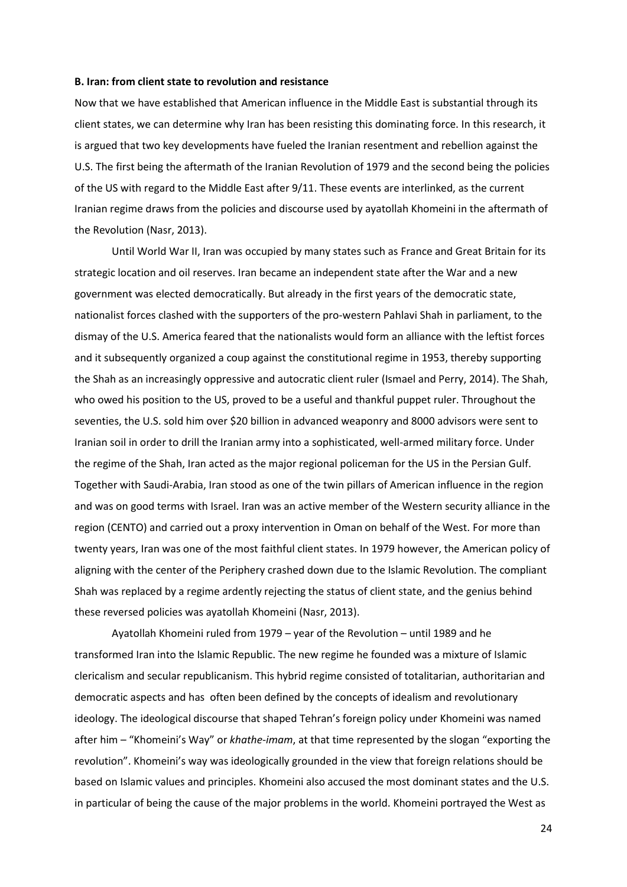**B. Iran: from client state to revolution and resistance**

Now that we have established that American influence in the Middle East is substantial through its client states, we can determine why Iran has been resisting this dominating force. In this research, it is argued that two key developments have fueled the Iranian resentment and rebellion against the U.S. The first being the aftermath of the Iranian Revolution of 1979 and the second being the policies of the US with regard to the Middle East after 9/11. These events are interlinked, as the current Iranian regime draws from the policies and discourse used by ayatollah Khomeini in the aftermath of the Revolution (Nasr, 2013).

Until World War II, Iran was occupied by many states such as France and Great Britain for its strategic location and oil reserves. Iran became an independent state after the War and a new government was elected democratically. But already in the first years of the democratic state, nationalist forces clashed with the supporters of the pro-western Pahlavi Shah in parliament, to the dismay of the U.S. America feared that the nationalists would form an alliance with the leftist forces and it subsequently organized a coup against the constitutional regime in 1953, thereby supporting the Shah as an increasingly oppressive and autocratic client ruler (Ismael and Perry, 2014). The Shah, who owed his position to the US, proved to be a useful and thankful puppet ruler. Throughout the seventies, the U.S. sold him over $20 billion in advanced weaponry and 8000 advisors were sent to Iranian soil in order to drill the Iranian army into a sophisticated, well-armed military force. Under the regime of the Shah, Iran acted as the major regional policeman for the US in the Persian Gulf. Together with Saudi-Arabia, Iran stood as one of the twin pillars of American influence in the region and was on good terms with Israel. Iran was an active member of the Western security alliance in the region (CENTO) and carried out a proxy intervention in Oman on behalf of the West. For more than twenty years, Iran was one of the most faithful client states. In 1979 however, the American policy of aligning with the center of the Periphery crashed down due to the Islamic Revolution. The compliant Shah was replaced by a regime ardently rejecting the status of client state, and the genius behind these reversed policies was ayatollah Khomeini (Nasr, 2013).

Ayatollah Khomeini ruled from 1979 – year of the Revolution – until 1989 and he transformed Iran into the Islamic Republic. The new regime he founded was a mixture of Islamic clericalism and secular republicanism. This hybrid regime consisted of totalitarian, authoritarian and democratic aspects and has often been defined by the concepts of idealism and revolutionary ideology. The ideological discourse that shaped Tehran's foreign policy under Khomeini was named after him – "Khomeini's Way" or *khathe-imam*, at that time represented by the slogan "exporting the revolution". Khomeini's way was ideologically grounded in the view that foreign relations should be based on Islamic values and principles. Khomeini also accused the most dominant states and the U.S. in particular of being the cause of the major problems in the world. Khomeini portrayed the West as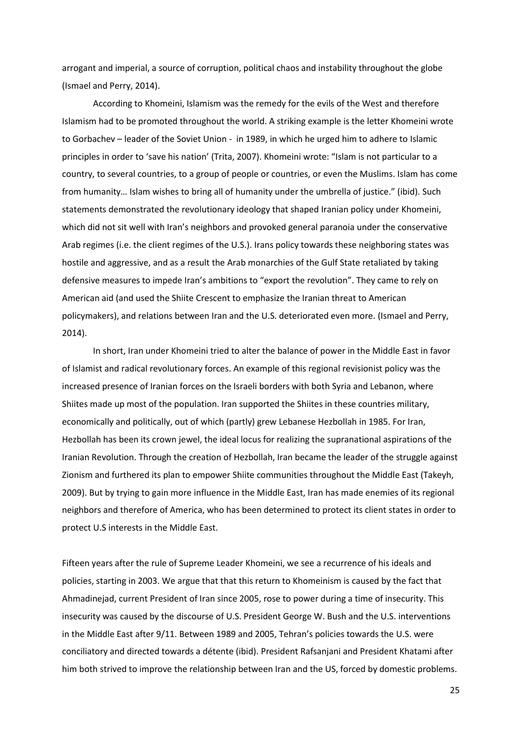arrogant and imperial, a source of corruption, political chaos and instability throughout the globe (Ismael and Perry, 2014).

According to Khomeini, Islamism was the remedy for the evils of the West and therefore Islamism had to be promoted throughout the world. A striking example is the letter Khomeini wrote to Gorbachev – leader of the Soviet Union - in 1989, in which he urged him to adhere to Islamic principles in order to 'save his nation' (Trita, 2007). Khomeini wrote: "Islam is not particular to a country, to several countries, to a group of people or countries, or even the Muslims. Islam has come from humanity… Islam wishes to bring all of humanity under the umbrella of justice." (ibid). Such statements demonstrated the revolutionary ideology that shaped Iranian policy under Khomeini, which did not sit well with Iran's neighbors and provoked general paranoia under the conservative Arab regimes (i.e. the client regimes of the U.S.). Irans policy towards these neighboring states was hostile and aggressive, and as a result the Arab monarchies of the Gulf State retaliated by taking defensive measures to impede Iran's ambitions to "export the revolution". They came to rely on American aid (and used the Shiite Crescent to emphasize the Iranian threat to American policymakers), and relations between Iran and the U.S. deteriorated even more. (Ismael and Perry, 2014).

In short, Iran under Khomeini tried to alter the balance of power in the Middle East in favor of Islamist and radical revolutionary forces. An example of this regional revisionist policy was the increased presence of Iranian forces on the Israeli borders with both Syria and Lebanon, where Shiites made up most of the population. Iran supported the Shiites in these countries military, economically and politically, out of which (partly) grew Lebanese Hezbollah in 1985. For Iran, Hezbollah has been its crown jewel, the ideal locus for realizing the supranational aspirations of the Iranian Revolution. Through the creation of Hezbollah, Iran became the leader of the struggle against Zionism and furthered its plan to empower Shiite communities throughout the Middle East (Takeyh, 2009). But by trying to gain more influence in the Middle East, Iran has made enemies of its regional neighbors and therefore of America, who has been determined to protect its client states in order to protect U.S interests in the Middle East.

Fifteen years after the rule of Supreme Leader Khomeini, we see a recurrence of his ideals and policies, starting in 2003. We argue that that this return to Khomeinism is caused by the fact that Ahmadinejad, current President of Iran since 2005, rose to power during a time of insecurity. This insecurity was caused by the discourse of U.S. President George W. Bush and the U.S. interventions in the Middle East after 9/11. Between 1989 and 2005, Tehran's policies towards the U.S. were conciliatory and directed towards a détente (ibid). President Rafsanjani and President Khatami after him both strived to improve the relationship between Iran and the US, forced by domestic problems.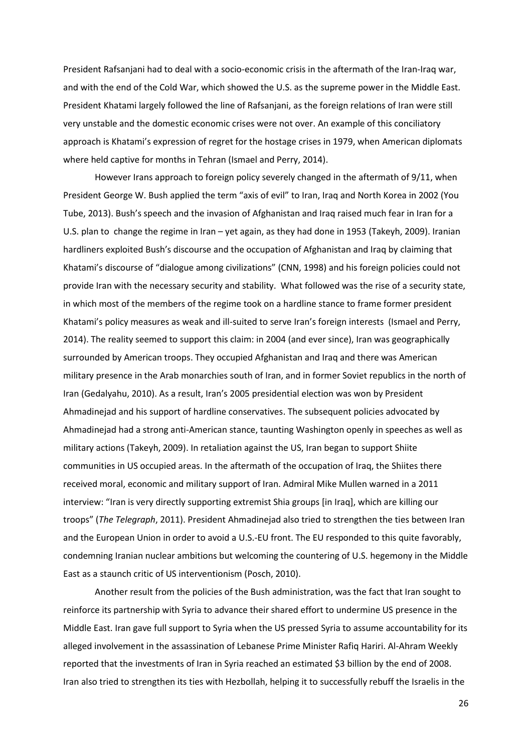President Rafsanjani had to deal with a socio-economic crisis in the aftermath of the Iran-Iraq war, and with the end of the Cold War, which showed the U.S. as the supreme power in the Middle East. President Khatami largely followed the line of Rafsanjani, as the foreign relations of Iran were still very unstable and the domestic economic crises were not over. An example of this conciliatory approach is Khatami's expression of regret for the hostage crises in 1979, when American diplomats where held captive for months in Tehran (Ismael and Perry, 2014).

However Irans approach to foreign policy severely changed in the aftermath of 9/11, when President George W. Bush applied the term "axis of evil" to Iran, Iraq and North Korea in 2002 (You Tube, 2013). Bush's speech and the invasion of Afghanistan and Iraq raised much fear in Iran for a U.S. plan to change the regime in Iran – yet again, as they had done in 1953 (Takeyh, 2009). Iranian hardliners exploited Bush's discourse and the occupation of Afghanistan and Iraq by claiming that Khatami's discourse of "dialogue among civilizations" (CNN, 1998) and his foreign policies could not provide Iran with the necessary security and stability. What followed was the rise of a security state, in which most of the members of the regime took on a hardline stance to frame former president Khatami's policy measures as weak and ill-suited to serve Iran's foreign interests (Ismael and Perry, 2014). The reality seemed to support this claim: in 2004 (and ever since), Iran was geographically surrounded by American troops. They occupied Afghanistan and Iraq and there was American military presence in the Arab monarchies south of Iran, and in former Soviet republics in the north of Iran (Gedalyahu, 2010). As a result, Iran's 2005 presidential election was won by President Ahmadinejad and his support of hardline conservatives. The subsequent policies advocated by Ahmadinejad had a strong anti-American stance, taunting Washington openly in speeches as well as military actions (Takeyh, 2009). In retaliation against the US, Iran began to support Shiite communities in US occupied areas. In the aftermath of the occupation of Iraq, the Shiites there received moral, economic and military support of Iran. Admiral Mike Mullen warned in a 2011 interview: "Iran is very directly supporting extremist Shia groups [in Iraq], which are killing our troops" (*The Telegraph*, 2011). President Ahmadinejad also tried to strengthen the ties between Iran and the European Union in order to avoid a U.S.-EU front. The EU responded to this quite favorably, condemning Iranian nuclear ambitions but welcoming the countering of U.S. hegemony in the Middle East as a staunch critic of US interventionism (Posch, 2010).

Another result from the policies of the Bush administration, was the fact that Iran sought to reinforce its partnership with Syria to advance their shared effort to undermine US presence in the Middle East. Iran gave full support to Syria when the US pressed Syria to assume accountability for its alleged involvement in the assassination of Lebanese Prime Minister Rafiq Hariri. Al-Ahram Weekly reported that the investments of Iran in Syria reached an estimated $3 billion by the end of 2008. Iran also tried to strengthen its ties with Hezbollah, helping it to successfully rebuff the Israelis in the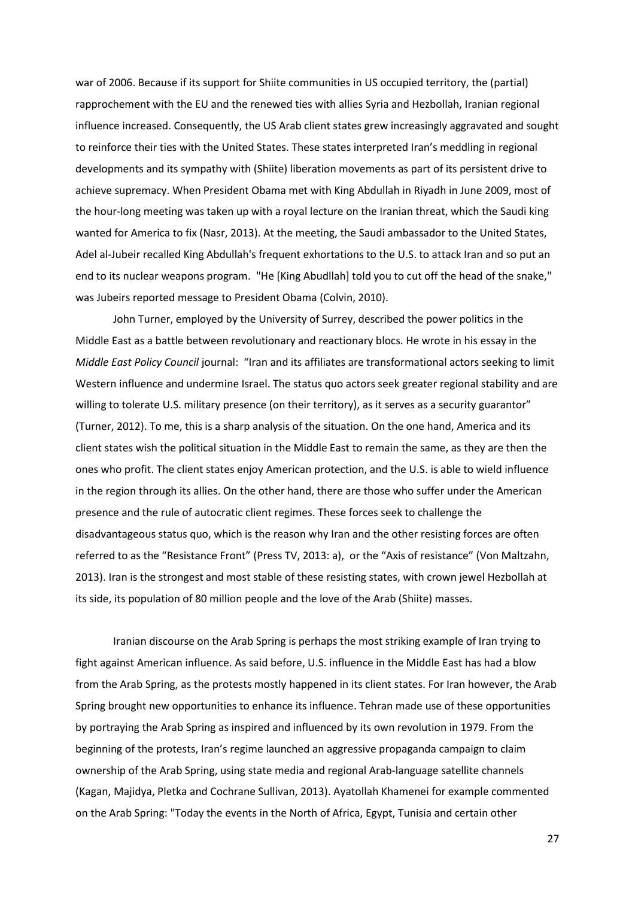war of 2006. Because if its support for Shiite communities in US occupied territory, the (partial) rapprochement with the EU and the renewed ties with allies Syria and Hezbollah, Iranian regional influence increased. Consequently, the US Arab client states grew increasingly aggravated and sought to reinforce their ties with the United States. These states interpreted Iran's meddling in regional developments and its sympathy with (Shiite) liberation movements as part of its persistent drive to achieve supremacy. When President Obama met with King Abdullah in Riyadh in June 2009, most of the hour-long meeting was taken up with a royal lecture on the Iranian threat, which the Saudi king wanted for America to fix (Nasr, 2013). At the meeting, the Saudi ambassador to the United States, Adel al-Jubeir recalled King Abdullah's frequent exhortations to the U.S. to attack Iran and so put an end to its nuclear weapons program. "He [King Abudllah] told you to cut off the head of the snake," was Jubeirs reported message to President Obama (Colvin, 2010).

John Turner, employed by the University of Surrey, described the power politics in the Middle East as a battle between revolutionary and reactionary blocs. He wrote in his essay in the *Middle East Policy Council* journal: "Iran and its affiliates are transformational actors seeking to limit Western influence and undermine Israel. The status quo actors seek greater regional stability and are willing to tolerate U.S. military presence (on their territory), as it serves as a security guarantor" (Turner, 2012). To me, this is a sharp analysis of the situation. On the one hand, America and its client states wish the political situation in the Middle East to remain the same, as they are then the ones who profit. The client states enjoy American protection, and the U.S. is able to wield influence in the region through its allies. On the other hand, there are those who suffer under the American presence and the rule of autocratic client regimes. These forces seek to challenge the disadvantageous status quo, which is the reason why Iran and the other resisting forces are often referred to as the "Resistance Front" (Press TV, 2013: a), or the "Axis of resistance" (Von Maltzahn, 2013). Iran is the strongest and most stable of these resisting states, with crown jewel Hezbollah at its side, its population of 80 million people and the love of the Arab (Shiite) masses.

Iranian discourse on the Arab Spring is perhaps the most striking example of Iran trying to fight against American influence. As said before, U.S. influence in the Middle East has had a blow from the Arab Spring, as the protests mostly happened in its client states. For Iran however, the Arab Spring brought new opportunities to enhance its influence. Tehran made use of these opportunities by portraying the Arab Spring as inspired and influenced by its own revolution in 1979. From the beginning of the protests, Iran's regime launched an aggressive propaganda campaign to claim ownership of the Arab Spring, using state media and regional Arab-language satellite channels (Kagan, Majidya, Pletka and Cochrane Sullivan, 2013). Ayatollah Khamenei for example commented on the Arab Spring: "Today the events in the North of Africa, Egypt, Tunisia and certain other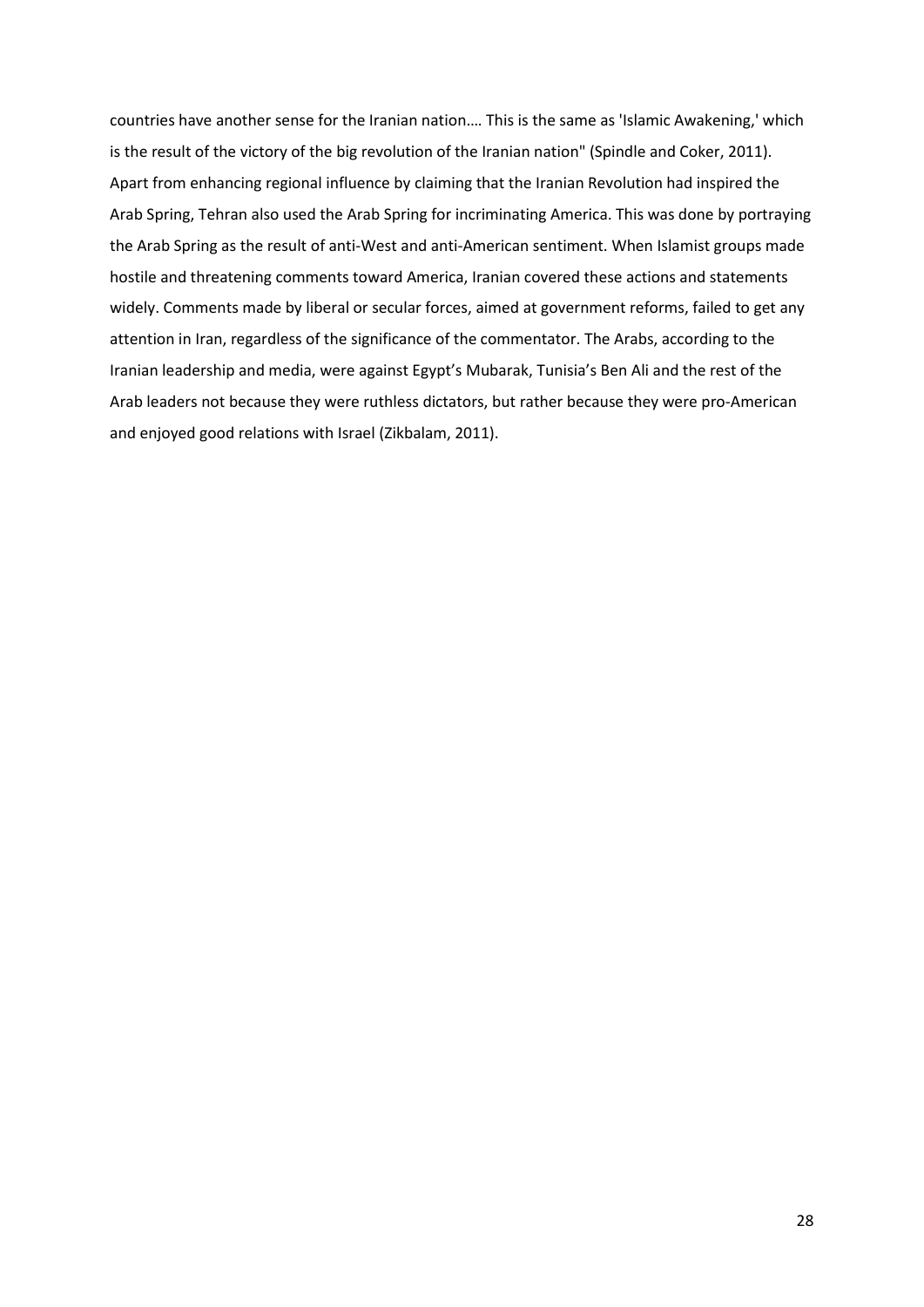countries have another sense for the Iranian nation.… This is the same as 'Islamic Awakening,' which is the result of the victory of the big revolution of the Iranian nation" (Spindle and Coker, 2011). Apart from enhancing regional influence by claiming that the Iranian Revolution had inspired the Arab Spring, Tehran also used the Arab Spring for incriminating America. This was done by portraying the Arab Spring as the result of anti-West and anti-American sentiment. When Islamist groups made hostile and threatening comments toward America, Iranian covered these actions and statements widely. Comments made by liberal or secular forces, aimed at government reforms, failed to get any attention in Iran, regardless of the significance of the commentator. The Arabs, according to the Iranian leadership and media, were against Egypt's Mubarak, Tunisia's Ben Ali and the rest of the Arab leaders not because they were ruthless dictators, but rather because they were pro-American and enjoyed good relations with Israel (Zikbalam, 2011).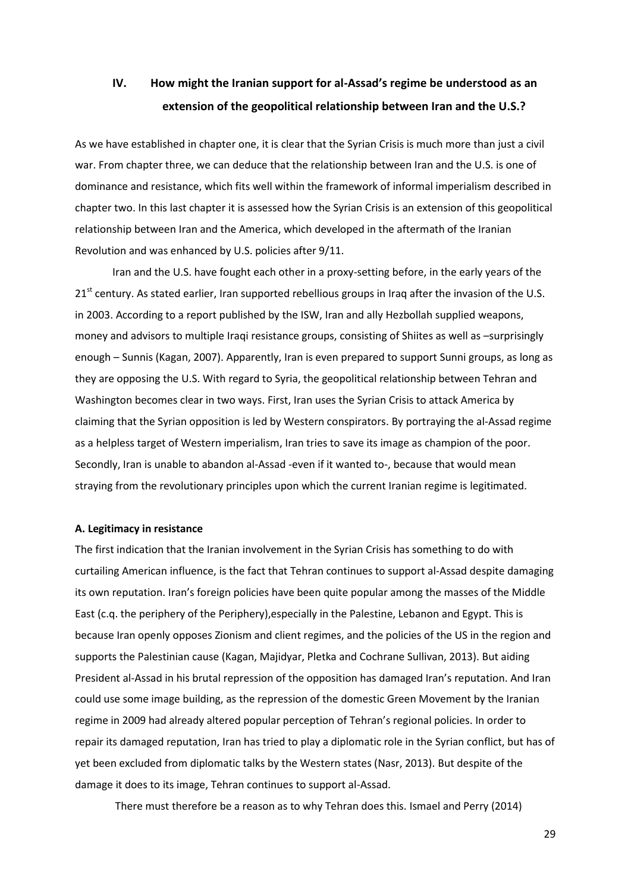## IV. How might the Iranian support for al-Assad's regime be understood as an extension of the geopolitical relationship between Iran and the U.S.?

As we have established in chapter one, it is clear that the Syrian Crisis is much more than just a civil war. From chapter three, we can deduce that the relationship between Iran and the U.S. is one of dominance and resistance, which fits well within the framework of informal imperialism described in chapter two. In this last chapter it is assessed how the Syrian Crisis is an extension of this geopolitical relationship between Iran and the America, which developed in the aftermath of the Iranian Revolution and was enhanced by U.S. policies after 9/11.

Iran and the U.S. have fought each other in a proxy-setting before, in the early years of the 21st century. As stated earlier, Iran supported rebellious groups in Iraq after the invasion of the U.S. in 2003. According to a report published by the ISW, Iran and ally Hezbollah supplied weapons, money and advisors to multiple Iraqi resistance groups, consisting of Shiites as well as –surprisingly enough – Sunnis (Kagan, 2007). Apparently, Iran is even prepared to support Sunni groups, as long as they are opposing the U.S. With regard to Syria, the geopolitical relationship between Tehran and Washington becomes clear in two ways. First, Iran uses the Syrian Crisis to attack America by claiming that the Syrian opposition is led by Western conspirators. By portraying the al-Assad regime as a helpless target of Western imperialism, Iran tries to save its image as champion of the poor. Secondly, Iran is unable to abandon al-Assad -even if it wanted to-, because that would mean straying from the revolutionary principles upon which the current Iranian regime is legitimated.

**A. Legitimacy in resistance**

The first indication that the Iranian involvement in the Syrian Crisis has something to do with curtailing American influence, is the fact that Tehran continues to support al-Assad despite damaging its own reputation. Iran's foreign policies have been quite popular among the masses of the Middle East (c.q. the periphery of the Periphery),especially in the Palestine, Lebanon and Egypt. This is because Iran openly opposes Zionism and client regimes, and the policies of the US in the region and supports the Palestinian cause (Kagan, Majidyar, Pletka and Cochrane Sullivan, 2013). But aiding President al-Assad in his brutal repression of the opposition has damaged Iran's reputation. And Iran could use some image building, as the repression of the domestic Green Movement by the Iranian regime in 2009 had already altered popular perception of Tehran's regional policies. In order to repair its damaged reputation, Iran has tried to play a diplomatic role in the Syrian conflict, but has of yet been excluded from diplomatic talks by the Western states (Nasr, 2013). But despite of the damage it does to its image, Tehran continues to support al-Assad.

There must therefore be a reason as to why Tehran does this. Ismael and Perry (2014)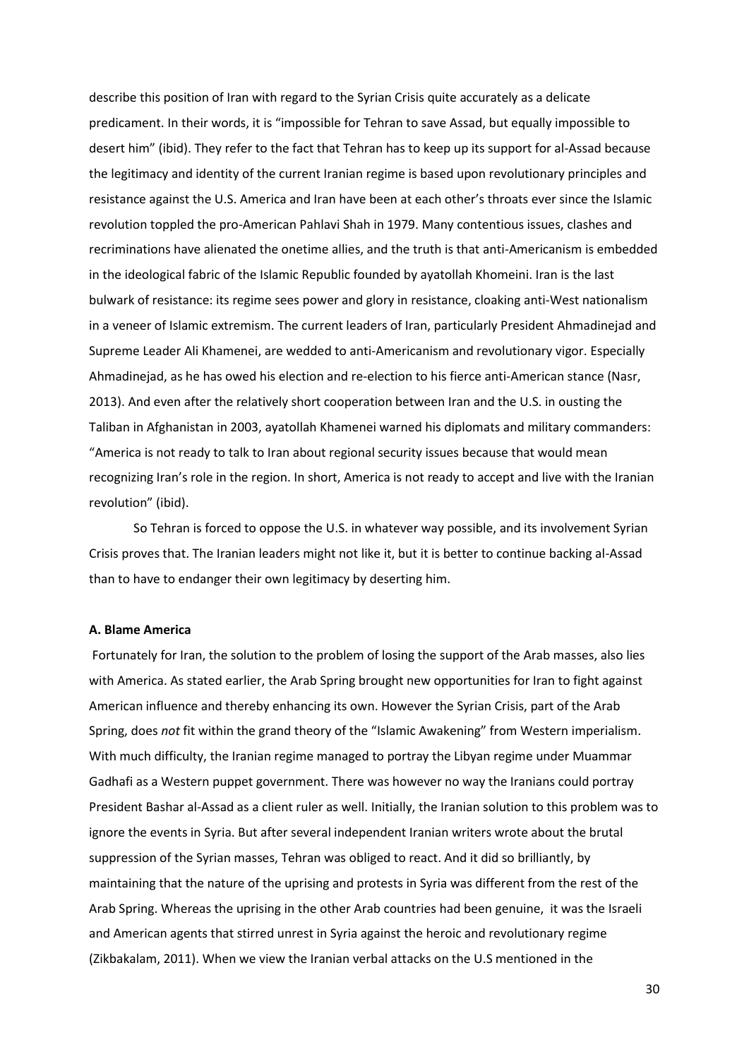describe this position of Iran with regard to the Syrian Crisis quite accurately as a delicate predicament. In their words, it is "impossible for Tehran to save Assad, but equally impossible to desert him" (ibid). They refer to the fact that Tehran has to keep up its support for al-Assad because the legitimacy and identity of the current Iranian regime is based upon revolutionary principles and resistance against the U.S. America and Iran have been at each other's throats ever since the Islamic revolution toppled the pro-American Pahlavi Shah in 1979. Many contentious issues, clashes and recriminations have alienated the onetime allies, and the truth is that anti-Americanism is embedded in the ideological fabric of the Islamic Republic founded by ayatollah Khomeini. Iran is the last bulwark of resistance: its regime sees power and glory in resistance, cloaking anti-West nationalism in a veneer of Islamic extremism. The current leaders of Iran, particularly President Ahmadinejad and Supreme Leader Ali Khamenei, are wedded to anti-Americanism and revolutionary vigor. Especially Ahmadinejad, as he has owed his election and re-election to his fierce anti-American stance (Nasr, 2013). And even after the relatively short cooperation between Iran and the U.S. in ousting the Taliban in Afghanistan in 2003, ayatollah Khamenei warned his diplomats and military commanders: "America is not ready to talk to Iran about regional security issues because that would mean recognizing Iran's role in the region. In short, America is not ready to accept and live with the Iranian revolution" (ibid).

So Tehran is forced to oppose the U.S. in whatever way possible, and its involvement Syrian Crisis proves that. The Iranian leaders might not like it, but it is better to continue backing al-Assad than to have to endanger their own legitimacy by deserting him.

#### A. Blame America

Fortunately for Iran, the solution to the problem of losing the support of the Arab masses, also lies with America. As stated earlier, the Arab Spring brought new opportunities for Iran to fight against American influence and thereby enhancing its own. However the Syrian Crisis, part of the Arab Spring, does *not* fit within the grand theory of the "Islamic Awakening" from Western imperialism. With much difficulty, the Iranian regime managed to portray the Libyan regime under Muammar Gadhafi as a Western puppet government. There was however no way the Iranians could portray President Bashar al-Assad as a client ruler as well. Initially, the Iranian solution to this problem was to ignore the events in Syria. But after several independent Iranian writers wrote about the brutal suppression of the Syrian masses, Tehran was obliged to react. And it did so brilliantly, by maintaining that the nature of the uprising and protests in Syria was different from the rest of the Arab Spring. Whereas the uprising in the other Arab countries had been genuine, it was the Israeli and American agents that stirred unrest in Syria against the heroic and revolutionary regime (Zikbakalam, 2011). When we view the Iranian verbal attacks on the U.S mentioned in the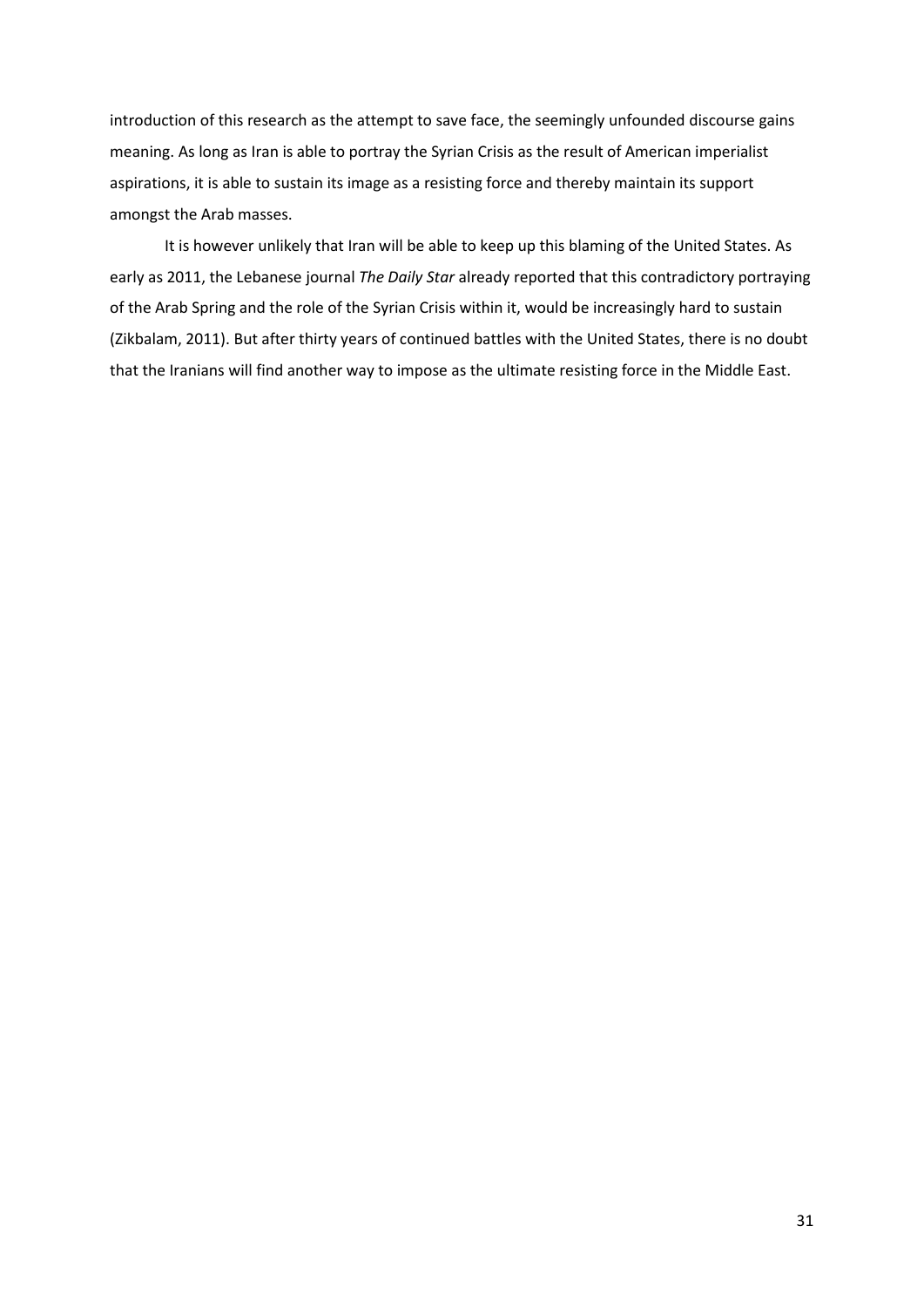introduction of this research as the attempt to save face, the seemingly unfounded discourse gains meaning. As long as Iran is able to portray the Syrian Crisis as the result of American imperialist aspirations, it is able to sustain its image as a resisting force and thereby maintain its support amongst the Arab masses.

It is however unlikely that Iran will be able to keep up this blaming of the United States. As early as 2011, the Lebanese journal *The Daily Star* already reported that this contradictory portraying of the Arab Spring and the role of the Syrian Crisis within it, would be increasingly hard to sustain (Zikbalam, 2011). But after thirty years of continued battles with the United States, there is no doubt that the Iranians will find another way to impose as the ultimate resisting force in the Middle East.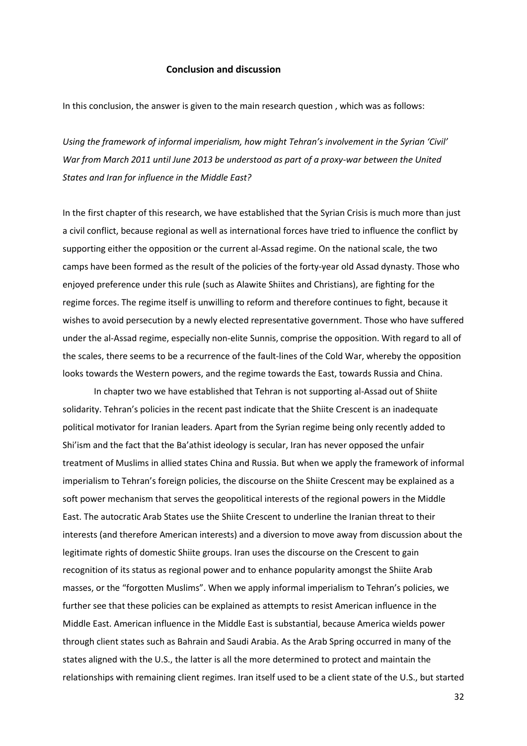## Conclusion and discussion

In this conclusion, the answer is given to the main research question , which was as follows:

*Using the framework of informal imperialism, how might Tehran's involvement in the Syrian 'Civil' War from March 2011 until June 2013 be understood as part of a proxy-war between the United States and Iran for influence in the Middle East?*

In the first chapter of this research, we have established that the Syrian Crisis is much more than just a civil conflict, because regional as well as international forces have tried to influence the conflict by supporting either the opposition or the current al-Assad regime. On the national scale, the two camps have been formed as the result of the policies of the forty-year old Assad dynasty. Those who enjoyed preference under this rule (such as Alawite Shiites and Christians), are fighting for the regime forces. The regime itself is unwilling to reform and therefore continues to fight, because it wishes to avoid persecution by a newly elected representative government. Those who have suffered under the al-Assad regime, especially non-elite Sunnis, comprise the opposition. With regard to all of the scales, there seems to be a recurrence of the fault-lines of the Cold War, whereby the opposition looks towards the Western powers, and the regime towards the East, towards Russia and China.

In chapter two we have established that Tehran is not supporting al-Assad out of Shiite solidarity. Tehran's policies in the recent past indicate that the Shiite Crescent is an inadequate political motivator for Iranian leaders. Apart from the Syrian regime being only recently added to Shi'ism and the fact that the Ba'athist ideology is secular, Iran has never opposed the unfair treatment of Muslims in allied states China and Russia. But when we apply the framework of informal imperialism to Tehran's foreign policies, the discourse on the Shiite Crescent may be explained as a soft power mechanism that serves the geopolitical interests of the regional powers in the Middle East. The autocratic Arab States use the Shiite Crescent to underline the Iranian threat to their interests (and therefore American interests) and a diversion to move away from discussion about the legitimate rights of domestic Shiite groups. Iran uses the discourse on the Crescent to gain recognition of its status as regional power and to enhance popularity amongst the Shiite Arab masses, or the "forgotten Muslims". When we apply informal imperialism to Tehran's policies, we further see that these policies can be explained as attempts to resist American influence in the Middle East. American influence in the Middle East is substantial, because America wields power through client states such as Bahrain and Saudi Arabia. As the Arab Spring occurred in many of the states aligned with the U.S., the latter is all the more determined to protect and maintain the relationships with remaining client regimes. Iran itself used to be a client state of the U.S., but started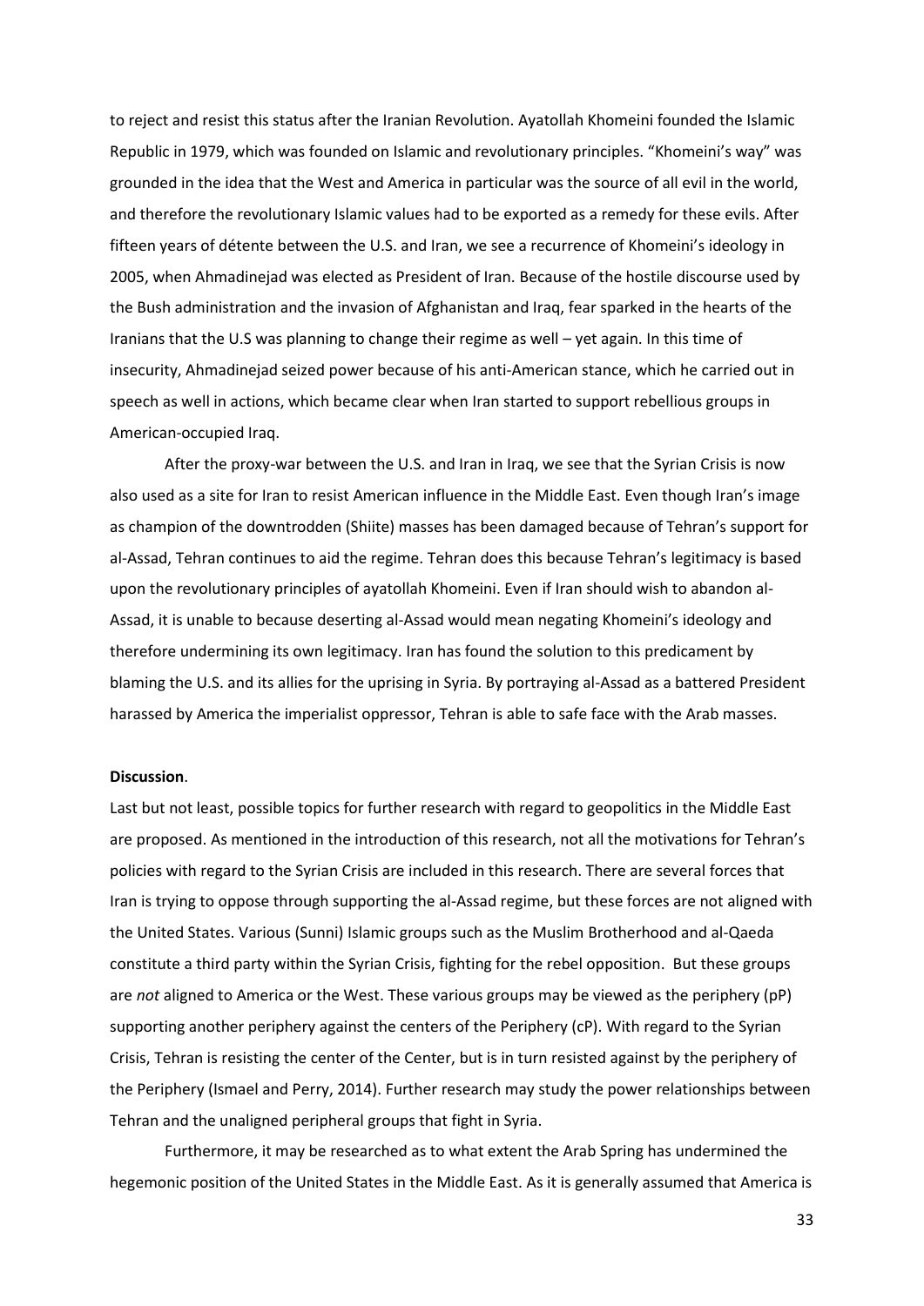to reject and resist this status after the Iranian Revolution. Ayatollah Khomeini founded the Islamic Republic in 1979, which was founded on Islamic and revolutionary principles. "Khomeini's way" was grounded in the idea that the West and America in particular was the source of all evil in the world, and therefore the revolutionary Islamic values had to be exported as a remedy for these evils. After fifteen years of détente between the U.S. and Iran, we see a recurrence of Khomeini's ideology in 2005, when Ahmadinejad was elected as President of Iran. Because of the hostile discourse used by the Bush administration and the invasion of Afghanistan and Iraq, fear sparked in the hearts of the Iranians that the U.S was planning to change their regime as well – yet again. In this time of insecurity, Ahmadinejad seized power because of his anti-American stance, which he carried out in speech as well in actions, which became clear when Iran started to support rebellious groups in American-occupied Iraq.

After the proxy-war between the U.S. and Iran in Iraq, we see that the Syrian Crisis is now also used as a site for Iran to resist American influence in the Middle East. Even though Iran's image as champion of the downtrodden (Shiite) masses has been damaged because of Tehran's support for al-Assad, Tehran continues to aid the regime. Tehran does this because Tehran's legitimacy is based upon the revolutionary principles of ayatollah Khomeini. Even if Iran should wish to abandon al-Assad, it is unable to because deserting al-Assad would mean negating Khomeini's ideology and therefore undermining its own legitimacy. Iran has found the solution to this predicament by blaming the U.S. and its allies for the uprising in Syria. By portraying al-Assad as a battered President harassed by America the imperialist oppressor, Tehran is able to safe face with the Arab masses.

**Discussion**.

Last but not least, possible topics for further research with regard to geopolitics in the Middle East are proposed. As mentioned in the introduction of this research, not all the motivations for Tehran's policies with regard to the Syrian Crisis are included in this research. There are several forces that Iran is trying to oppose through supporting the al-Assad regime, but these forces are not aligned with the United States. Various (Sunni) Islamic groups such as the Muslim Brotherhood and al-Qaeda constitute a third party within the Syrian Crisis, fighting for the rebel opposition. But these groups are *not* aligned to America or the West. These various groups may be viewed as the periphery (pP) supporting another periphery against the centers of the Periphery (cP). With regard to the Syrian Crisis, Tehran is resisting the center of the Center, but is in turn resisted against by the periphery of the Periphery (Ismael and Perry, 2014). Further research may study the power relationships between Tehran and the unaligned peripheral groups that fight in Syria.

Furthermore, it may be researched as to what extent the Arab Spring has undermined the hegemonic position of the United States in the Middle East. As it is generally assumed that America is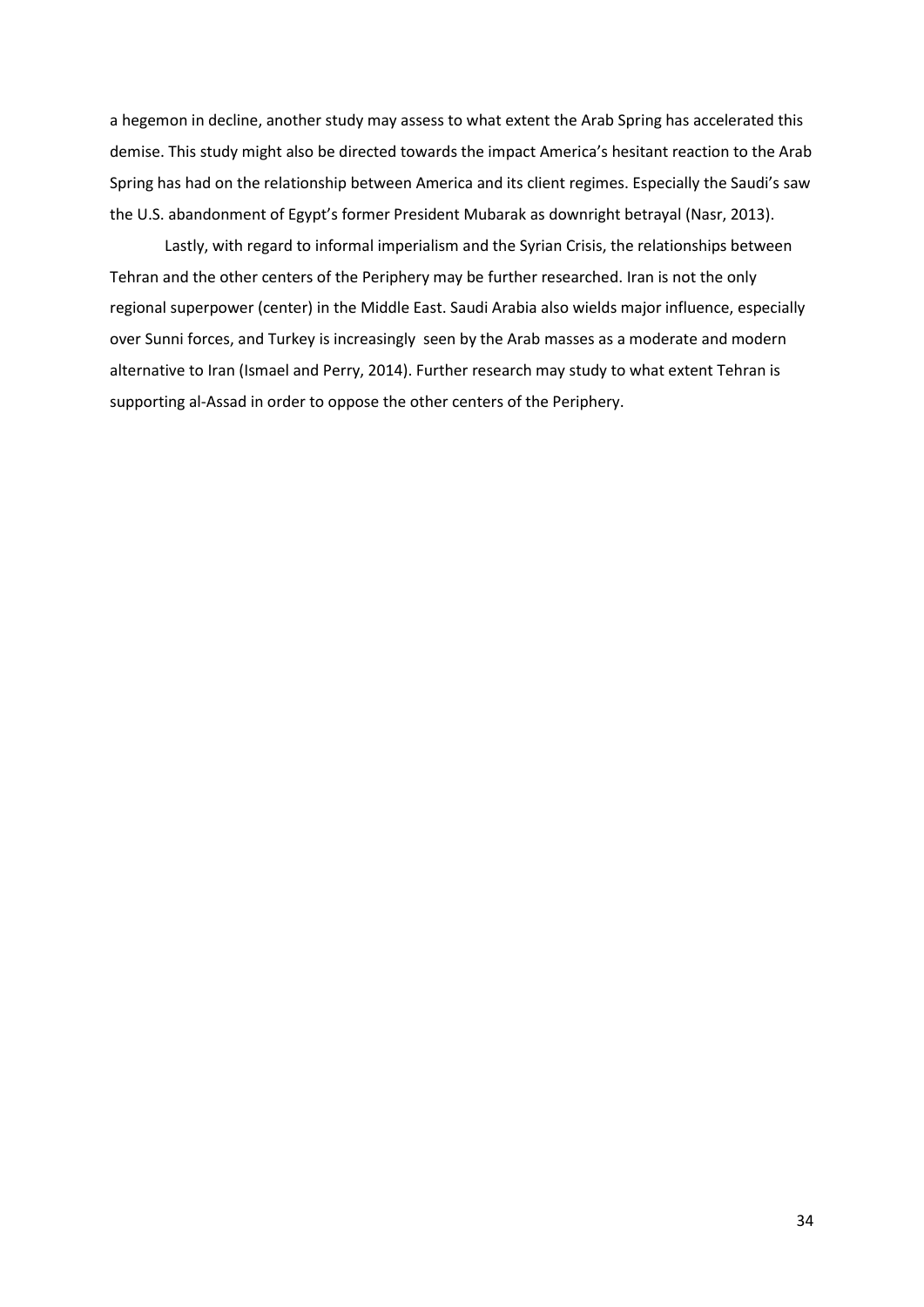a hegemon in decline, another study may assess to what extent the Arab Spring has accelerated this demise. This study might also be directed towards the impact America's hesitant reaction to the Arab Spring has had on the relationship between America and its client regimes. Especially the Saudi's saw the U.S. abandonment of Egypt's former President Mubarak as downright betrayal (Nasr, 2013).

Lastly, with regard to informal imperialism and the Syrian Crisis, the relationships between Tehran and the other centers of the Periphery may be further researched. Iran is not the only regional superpower (center) in the Middle East. Saudi Arabia also wields major influence, especially over Sunni forces, and Turkey is increasingly seen by the Arab masses as a moderate and modern alternative to Iran (Ismael and Perry, 2014). Further research may study to what extent Tehran is supporting al-Assad in order to oppose the other centers of the Periphery.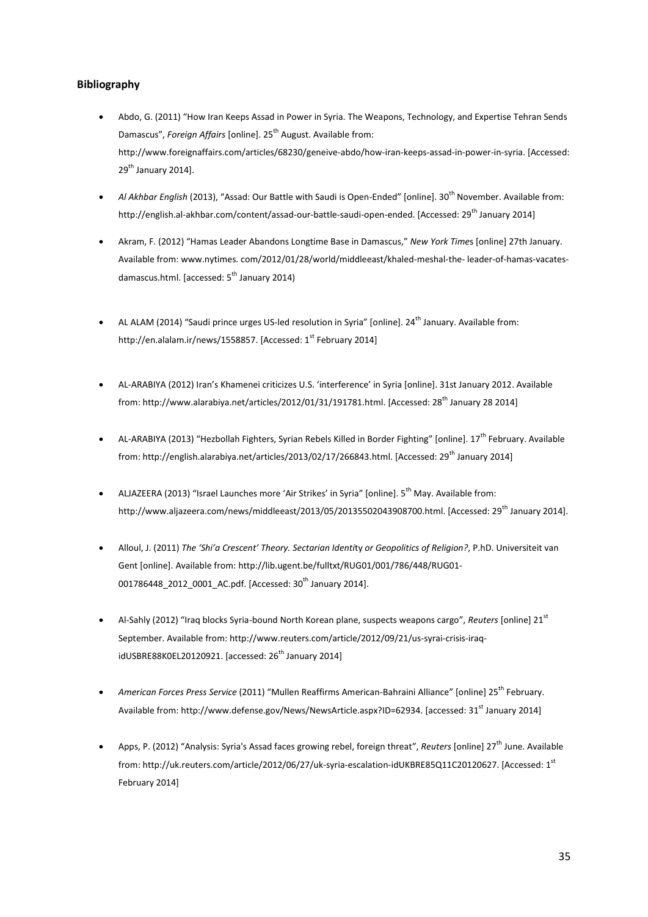## Bibliography

- Abdo, G. (2011) "How Iran Keeps Assad in Power in Syria. The Weapons, Technology, and Expertise Tehran Sends Damascus", *Foreign Affairs* [online]. 25th August. Available from: http://www.foreignaffairs.com/articles/68230/geneive-abdo/how-iran-keeps-assad-in-power-in-syria. [Accessed: 29th January 2014].

- *Al Akhbar English* (2013), "Assad: Our Battle with Saudi is Open-Ended" [online]. 30th November. Available from: http://english.al-akhbar.com/content/assad-our-battle-saudi-open-ended. [Accessed: 29th January 2014]

- Akram, F. (2012) "Hamas Leader Abandons Longtime Base in Damascus," *New York Times* [online] 27th January. Available from: www.nytimes. com/2012/01/28/world/middleeast/khaled-meshal-the- leader-of-hamas-vacates-damascus.html. [accessed: 5th January 2014)

- AL ALAM (2014) "Saudi prince urges US-led resolution in Syria" [online]. 24th January. Available from: http://en.alalam.ir/news/1558857. [Accessed: 1st February 2014]

- AL-ARABIYA (2012) Iran's Khamenei criticizes U.S. 'interference' in Syria [online]. 31st January 2012. Available from: http://www.alarabiya.net/articles/2012/01/31/191781.html. [Accessed: 28th January 28 2014]

- AL-ARABIYA (2013) "Hezbollah Fighters, Syrian Rebels Killed in Border Fighting" [online]. 17th February. Available from: http://english.alarabiya.net/articles/2013/02/17/266843.html. [Accessed: 29th January 2014]

- ALJAZEERA (2013) "Israel Launches more 'Air Strikes' in Syria" [online]. 5th May. Available from: http://www.aljazeera.com/news/middleeast/2013/05/20135502043908700.html. [Accessed: 29th January 2014].

- Alloul, J. (2011) *The 'Shi'a Crescent' Theory. Sectarian Identity or Geopolitics of Religion?*, P.hD. Universiteit van Gent [online]. Available from: http://lib.ugent.be/fulltxt/RUG01/001/786/448/RUG01-001786448_2012_0001_AC.pdf. [Accessed: 30th January 2014].

- Al-Sahly (2012) "Iraq blocks Syria-bound North Korean plane, suspects weapons cargo", *Reuters* [online] 21st September. Available from: http://www.reuters.com/article/2012/09/21/us-syrai-crisis-iraq-idUSBRE88K0EL20120921. [accessed: 26th January 2014]

- *American Forces Press Service* (2011) "Mullen Reaffirms American-Bahraini Alliance" [online] 25th February. Available from: http://www.defense.gov/News/NewsArticle.aspx?ID=62934. [accessed: 31st January 2014]

- Apps, P. (2012) "Analysis: Syria's Assad faces growing rebel, foreign threat", *Reuters* [online] 27th June. Available from: http://uk.reuters.com/article/2012/06/27/uk-syria-escalation-idUKBRE85Q11C20120627. [Accessed: 1st February 2014]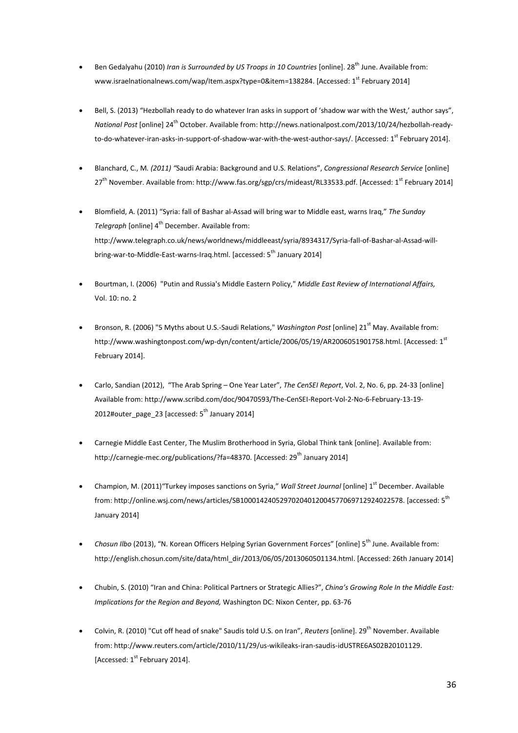- Ben Gedalyahu (2010) *Iran is Surrounded by US Troops in 10 Countries* [online]. 28th June. Available from: www.israelnationalnews.com/wap/Item.aspx?type=0&item=138284. [Accessed: 1st February 2014]

- Bell, S. (2013) "Hezbollah ready to do whatever Iran asks in support of 'shadow war with the West,' author says", *National Post* [online] 24th October. Available from: http://news.nationalpost.com/2013/10/24/hezbollah-ready-to-do-whatever-iran-asks-in-support-of-shadow-war-with-the-west-author-says/. [Accessed: 1st February 2014].

- Blanchard, C., M. *(2011) "*Saudi Arabia: Background and U.S. Relations", *Congressional Research Service* [online] 27th November. Available from: http://www.fas.org/sgp/crs/mideast/RL33533.pdf. [Accessed: 1st February 2014]

- Blomfield, A. (2011) "Syria: fall of Bashar al-Assad will bring war to Middle east, warns Iraq," *The Sunday Telegraph* [online] 4th December. Available from: http://www.telegraph.co.uk/news/worldnews/middleeast/syria/8934317/Syria-fall-of-Bashar-al-Assad-will-bring-war-to-Middle-East-warns-Iraq.html. [accessed: 5th January 2014]

- Bourtman, I. (2006) "Putin and Russia's Middle Eastern Policy," *Middle East Review of International Affairs,* Vol. 10: no. 2

- Bronson, R. (2006) "5 Myths about U.S.-Saudi Relations," *Washington Post* [online] 21st May. Available from: http://www.washingtonpost.com/wp-dyn/content/article/2006/05/19/AR2006051901758.html. [Accessed: 1st February 2014].

- Carlo, Sandian (2012), "The Arab Spring – One Year Later", *The CenSEI Report*, Vol. 2, No. 6, pp. 24-33 [online] Available from: http://www.scribd.com/doc/90470593/The-CenSEI-Report-Vol-2-No-6-February-13-19-2012#outer_page_23 [accessed: 5th January 2014]

- Carnegie Middle East Center, The Muslim Brotherhood in Syria, Global Think tank [online]. Available from: http://carnegie-mec.org/publications/?fa=48370. [Accessed: 29th January 2014]

- Champion, M. (2011)"Turkey imposes sanctions on Syria," *Wall Street Journal* [online] 1st December. Available from: http://online.wsj.com/news/articles/SB10001424052970204012004577069712924022578. [accessed: 5th January 2014]

- *Chosun Ilbo* (2013), "N. Korean Officers Helping Syrian Government Forces" [online] 5th June. Available from: http://english.chosun.com/site/data/html_dir/2013/06/05/2013060501134.html. [Accessed: 26th January 2014]

- Chubin, S. (2010) "Iran and China: Political Partners or Strategic Allies?", *China's Growing Role In the Middle East: Implications for the Region and Beyond,* Washington DC: Nixon Center, pp. 63-76

- Colvin, R. (2010) "Cut off head of snake" Saudis told U.S. on Iran", *Reuters* [online]. 29th November. Available from: http://www.reuters.com/article/2010/11/29/us-wikileaks-iran-saudis-idUSTRE6AS02B20101129. [Accessed: 1st February 2014].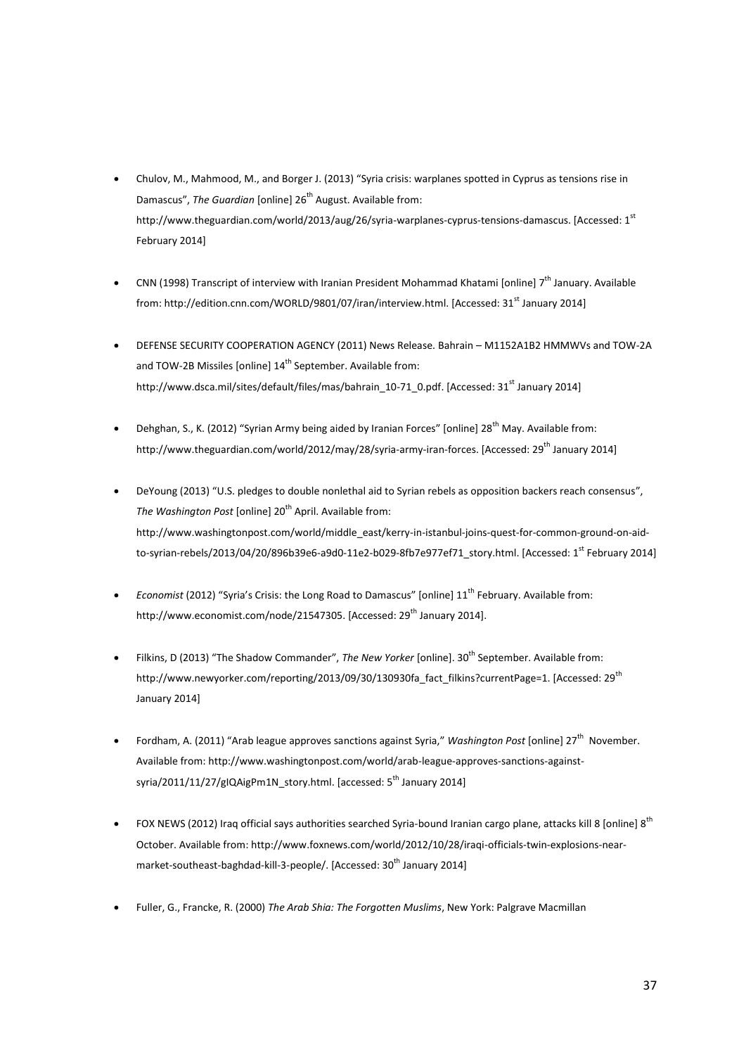- Chulov, M., Mahmood, M., and Borger J. (2013) "Syria crisis: warplanes spotted in Cyprus as tensions rise in Damascus", *The Guardian* [online] 26th August. Available from: http://www.theguardian.com/world/2013/aug/26/syria-warplanes-cyprus-tensions-damascus. [Accessed: 1st February 2014]

- CNN (1998) Transcript of interview with Iranian President Mohammad Khatami [online] 7th January. Available from: http://edition.cnn.com/WORLD/9801/07/iran/interview.html. [Accessed: 31st January 2014]

- DEFENSE SECURITY COOPERATION AGENCY (2011) News Release. Bahrain – M1152A1B2 HMMWVs and TOW-2A and TOW-2B Missiles [online] 14th September. Available from: http://www.dsca.mil/sites/default/files/mas/bahrain_10-71_0.pdf. [Accessed: 31st January 2014]

- Dehghan, S., K. (2012) "Syrian Army being aided by Iranian Forces" [online] 28th May. Available from: http://www.theguardian.com/world/2012/may/28/syria-army-iran-forces. [Accessed: 29th January 2014]

- DeYoung (2013) "U.S. pledges to double nonlethal aid to Syrian rebels as opposition backers reach consensus", *The Washington Post* [online] 20th April. Available from: http://www.washingtonpost.com/world/middle_east/kerry-in-istanbul-joins-quest-for-common-ground-on-aid-to-syrian-rebels/2013/04/20/896b39e6-a9d0-11e2-b029-8fb7e977ef71_story.html. [Accessed: 1st February 2014]

- *Economist* (2012) "Syria's Crisis: the Long Road to Damascus" [online] 11th February. Available from: http://www.economist.com/node/21547305. [Accessed: 29th January 2014].

- Filkins, D (2013) "The Shadow Commander", *The New Yorker* [online]. 30th September. Available from: http://www.newyorker.com/reporting/2013/09/30/130930fa_fact_filkins?currentPage=1. [Accessed: 29th January 2014]

- Fordham, A. (2011) "Arab league approves sanctions against Syria," *Washington Post* [online] 27th November. Available from: http://www.washingtonpost.com/world/arab-league-approves-sanctions-against-syria/2011/11/27/gIQAigPm1N_story.html. [accessed: 5th January 2014]

- FOX NEWS (2012) Iraq official says authorities searched Syria-bound Iranian cargo plane, attacks kill 8 [online] 8th October. Available from: http://www.foxnews.com/world/2012/10/28/iraqi-officials-twin-explosions-near-market-southeast-baghdad-kill-3-people/. [Accessed: 30th January 2014]

- Fuller, G., Francke, R. (2000) *The Arab Shia: The Forgotten Muslims*, New York: Palgrave Macmillan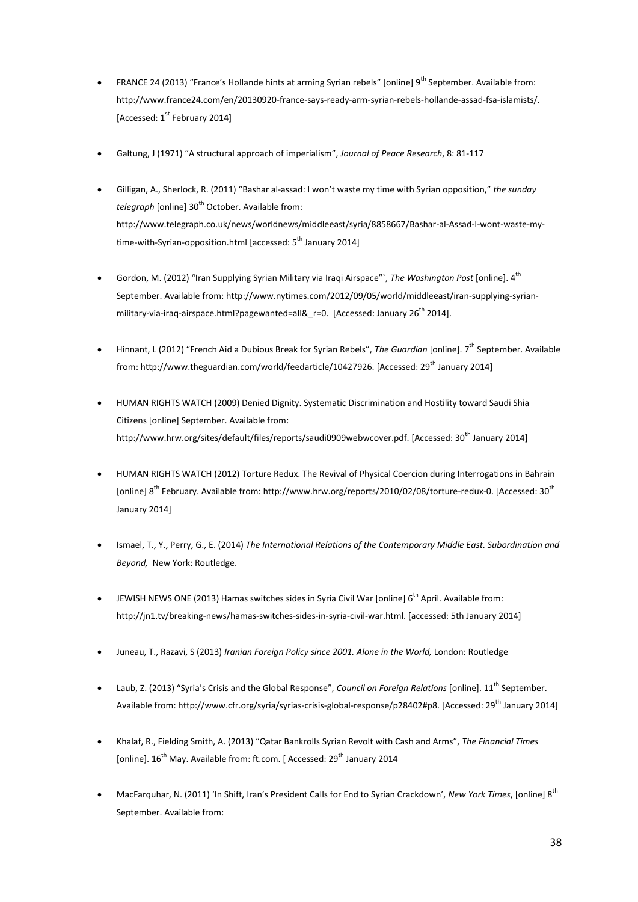- FRANCE 24 (2013) "France's Hollande hints at arming Syrian rebels" [online] 9th September. Available from: http://www.france24.com/en/20130920-france-says-ready-arm-syrian-rebels-hollande-assad-fsa-islamists/. [Accessed: 1st February 2014]

- Galtung, J (1971) "A structural approach of imperialism", *Journal of Peace Research*, 8: 81-117

- Gilligan, A., Sherlock, R. (2011) "Bashar al-assad: I won't waste my time with Syrian opposition," *the sunday telegraph* [online] 30th October. Available from: http://www.telegraph.co.uk/news/worldnews/middleeast/syria/8858667/Bashar-al-Assad-I-wont-waste-my-time-with-Syrian-opposition.html [accessed: 5th January 2014]

- Gordon, M. (2012) "Iran Supplying Syrian Military via Iraqi Airspace"`, *The Washington Post* [online]. 4th September. Available from: http://www.nytimes.com/2012/09/05/world/middleeast/iran-supplying-syrian-military-via-iraq-airspace.html?pagewanted=all&_r=0. [Accessed: January 26th 2014].

- Hinnant, L (2012) "French Aid a Dubious Break for Syrian Rebels", *The Guardian* [online]. 7th September. Available from: http://www.theguardian.com/world/feedarticle/10427926. [Accessed: 29th January 2014]

- HUMAN RIGHTS WATCH (2009) Denied Dignity. Systematic Discrimination and Hostility toward Saudi Shia Citizens [online] September. Available from: http://www.hrw.org/sites/default/files/reports/saudi0909webwcover.pdf. [Accessed: 30th January 2014]

- HUMAN RIGHTS WATCH (2012) Torture Redux. The Revival of Physical Coercion during Interrogations in Bahrain [online] 8th February. Available from: http://www.hrw.org/reports/2010/02/08/torture-redux-0. [Accessed: 30th January 2014]

- Ismael, T., Y., Perry, G., E. (2014) *The International Relations of the Contemporary Middle East. Subordination and Beyond,* New York: Routledge.

- JEWISH NEWS ONE (2013) Hamas switches sides in Syria Civil War [online] 6th April. Available from: http://jn1.tv/breaking-news/hamas-switches-sides-in-syria-civil-war.html. [accessed: 5th January 2014]

- Juneau, T., Razavi, S (2013) *Iranian Foreign Policy since 2001. Alone in the World,* London: Routledge

- Laub, Z. (2013) "Syria's Crisis and the Global Response", *Council on Foreign Relations* [online]. 11th September. Available from: http://www.cfr.org/syria/syrias-crisis-global-response/p28402#p8. [Accessed: 29th January 2014]

- Khalaf, R., Fielding Smith, A. (2013) "Qatar Bankrolls Syrian Revolt with Cash and Arms", *The Financial Times* [online]. 16th May. Available from: ft.com. [ Accessed: 29th January 2014

- MacFarquhar, N. (2011) 'In Shift, Iran's President Calls for End to Syrian Crackdown', *New York Times*, [online] 8th September. Available from: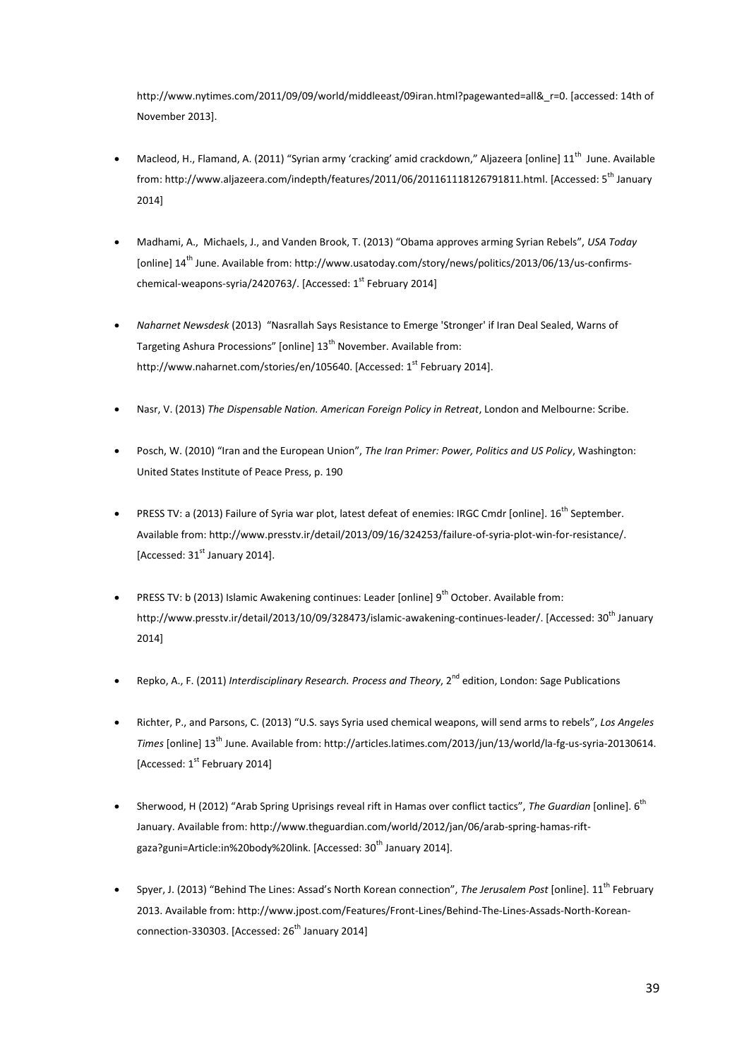http://www.nytimes.com/2011/09/09/world/middleeast/09iran.html?pagewanted=all&_r=0. [accessed: 14th of November 2013].

- Macleod, H., Flamand, A. (2011) "Syrian army 'cracking' amid crackdown," Aljazeera [online] 11th June. Available from: http://www.aljazeera.com/indepth/features/2011/06/201161118126791811.html. [Accessed: 5th January 2014]

- Madhami, A., Michaels, J., and Vanden Brook, T. (2013) "Obama approves arming Syrian Rebels", *USA Today* [online] 14th June. Available from: http://www.usatoday.com/story/news/politics/2013/06/13/us-confirms-chemical-weapons-syria/2420763/. [Accessed: 1st February 2014]

- *Naharnet Newsdesk* (2013) "Nasrallah Says Resistance to Emerge 'Stronger' if Iran Deal Sealed, Warns of Targeting Ashura Processions" [online] 13th November. Available from: http://www.naharnet.com/stories/en/105640. [Accessed: 1st February 2014].

- Nasr, V. (2013) *The Dispensable Nation. American Foreign Policy in Retreat*, London and Melbourne: Scribe.

- Posch, W. (2010) "Iran and the European Union", *The Iran Primer: Power, Politics and US Policy*, Washington: United States Institute of Peace Press, p. 190

- PRESS TV: a (2013) Failure of Syria war plot, latest defeat of enemies: IRGC Cmdr [online]. 16th September. Available from: http://www.presstv.ir/detail/2013/09/16/324253/failure-of-syria-plot-win-for-resistance/. [Accessed: 31st January 2014].

- PRESS TV: b (2013) Islamic Awakening continues: Leader [online] 9th October. Available from: http://www.presstv.ir/detail/2013/10/09/328473/islamic-awakening-continues-leader/. [Accessed: 30th January 2014]

- Repko, A., F. (2011) *Interdisciplinary Research. Process and Theory*, 2nd edition, London: Sage Publications

- Richter, P., and Parsons, C. (2013) "U.S. says Syria used chemical weapons, will send arms to rebels", *Los Angeles Times* [online] 13th June. Available from: http://articles.latimes.com/2013/jun/13/world/la-fg-us-syria-20130614. [Accessed: 1st February 2014]

- Sherwood, H (2012) "Arab Spring Uprisings reveal rift in Hamas over conflict tactics", *The Guardian* [online]. 6th January. Available from: http://www.theguardian.com/world/2012/jan/06/arab-spring-hamas-rift-gaza?guni=Article:in%20body%20link. [Accessed: 30th January 2014].

- Spyer, J. (2013) "Behind The Lines: Assad's North Korean connection", *The Jerusalem Post* [online]. 11th February 2013. Available from: http://www.jpost.com/Features/Front-Lines/Behind-The-Lines-Assads-North-Korean-connection-330303. [Accessed: 26th January 2014]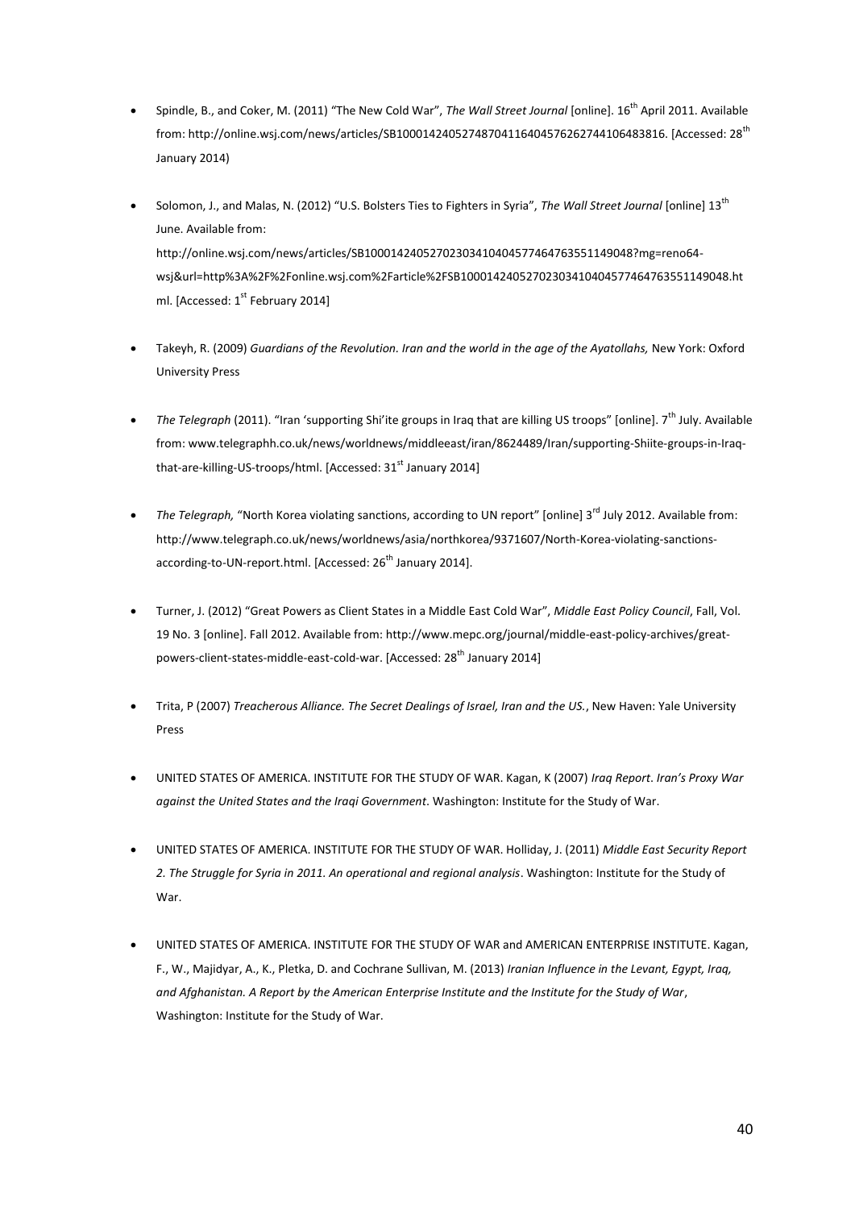- Spindle, B., and Coker, M. (2011) "The New Cold War", *The Wall Street Journal* [online]. 16th April 2011. Available from: http://online.wsj.com/news/articles/SB10001424052748704116404576262744106483816. [Accessed: 28th January 2014)

- Solomon, J., and Malas, N. (2012) "U.S. Bolsters Ties to Fighters in Syria", *The Wall Street Journal* [online] 13th June. Available from: http://online.wsj.com/news/articles/SB10001424052702303410404577464763551149048?mg=reno64-wsj&url=http%3A%2F%2Fonline.wsj.com%2Farticle%2FSB10001424052702303410404577464763551149048.html. [Accessed: 1st February 2014]

- Takeyh, R. (2009) *Guardians of the Revolution. Iran and the world in the age of the Ayatollahs,* New York: Oxford University Press

- *The Telegraph* (2011). "Iran 'supporting Shi'ite groups in Iraq that are killing US troops" [online]. 7th July. Available from: www.telegraphh.co.uk/news/worldnews/middleeast/iran/8624489/Iran/supporting-Shiite-groups-in-Iraq-that-are-killing-US-troops/html. [Accessed: 31st January 2014]

- *The Telegraph,* "North Korea violating sanctions, according to UN report" [online] 3rd July 2012. Available from: http://www.telegraph.co.uk/news/worldnews/asia/northkorea/9371607/North-Korea-violating-sanctions-according-to-UN-report.html. [Accessed: 26th January 2014].

- Turner, J. (2012) "Great Powers as Client States in a Middle East Cold War", *Middle East Policy Council*, Fall, Vol. 19 No. 3 [online]. Fall 2012. Available from: http://www.mepc.org/journal/middle-east-policy-archives/great-powers-client-states-middle-east-cold-war. [Accessed: 28th January 2014]

- Trita, P (2007) *Treacherous Alliance. The Secret Dealings of Israel, Iran and the US.*, New Haven: Yale University Press

- UNITED STATES OF AMERICA. INSTITUTE FOR THE STUDY OF WAR. Kagan, K (2007) *Iraq Report*. *Iran's Proxy War against the United States and the Iraqi Government*. Washington: Institute for the Study of War.

- UNITED STATES OF AMERICA. INSTITUTE FOR THE STUDY OF WAR. Holliday, J. (2011) *Middle East Security Report 2. The Struggle for Syria in 2011. An operational and regional analysis*. Washington: Institute for the Study of War.

- UNITED STATES OF AMERICA. INSTITUTE FOR THE STUDY OF WAR and AMERICAN ENTERPRISE INSTITUTE. Kagan, F., W., Majidyar, A., K., Pletka, D. and Cochrane Sullivan, M. (2013) *Iranian Influence in the Levant, Egypt, Iraq, and Afghanistan. A Report by the American Enterprise Institute and the Institute for the Study of War*, Washington: Institute for the Study of War.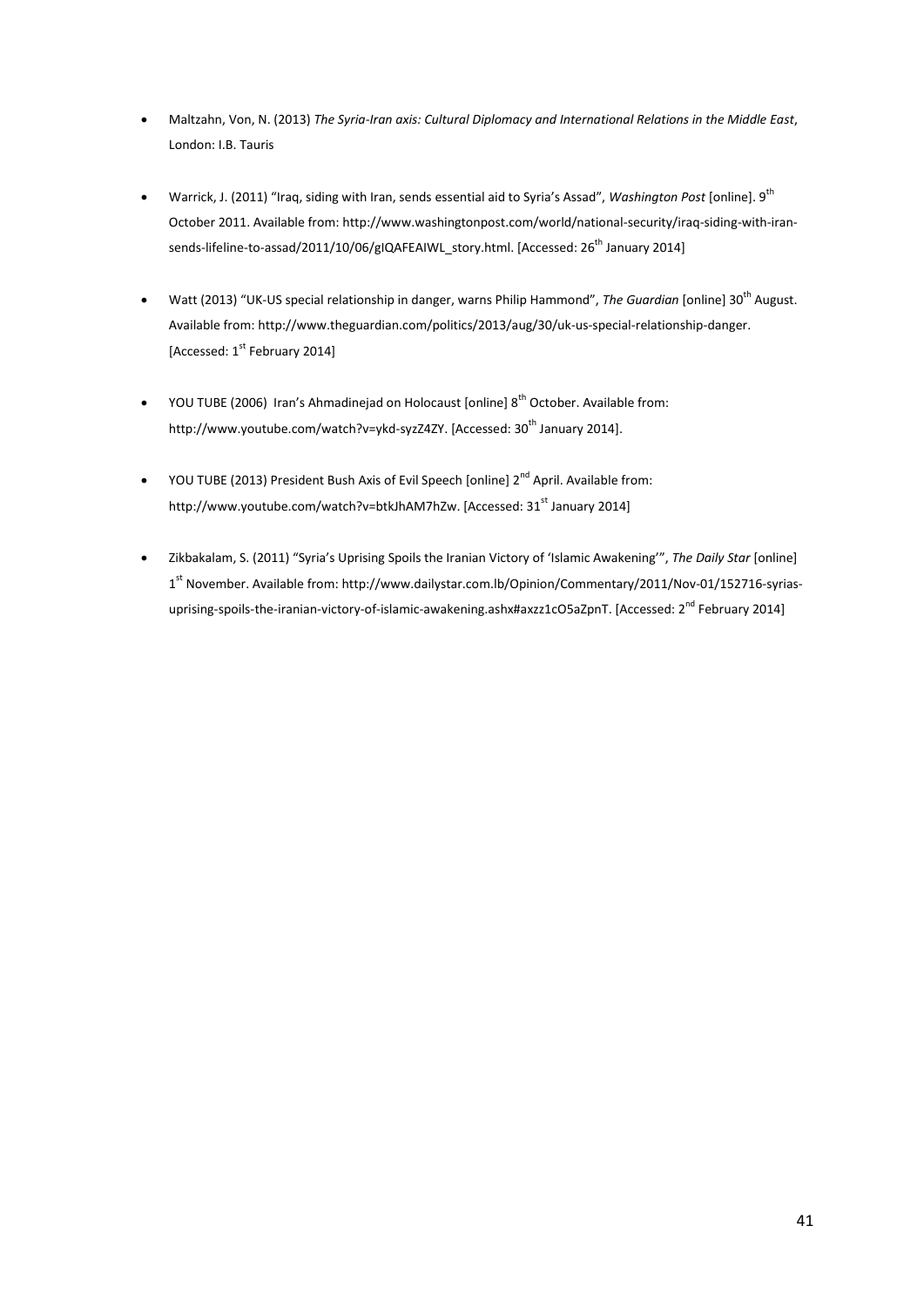- Maltzahn, Von, N. (2013) *The Syria-Iran axis: Cultural Diplomacy and International Relations in the Middle East*, London: I.B. Tauris

- Warrick, J. (2011) "Iraq, siding with Iran, sends essential aid to Syria's Assad", *Washington Post* [online]. 9th October 2011. Available from: http://www.washingtonpost.com/world/national-security/iraq-siding-with-iran-sends-lifeline-to-assad/2011/10/06/gIQAFEAIWL_story.html. [Accessed: 26th January 2014]

- Watt (2013) "UK-US special relationship in danger, warns Philip Hammond", *The Guardian* [online] 30th August. Available from: http://www.theguardian.com/politics/2013/aug/30/uk-us-special-relationship-danger. [Accessed: 1st February 2014]

- YOU TUBE (2006) Iran's Ahmadinejad on Holocaust [online] 8th October. Available from: http://www.youtube.com/watch?v=ykd-syzZ4ZY. [Accessed: 30th January 2014].

- YOU TUBE (2013) President Bush Axis of Evil Speech [online] 2nd April. Available from: http://www.youtube.com/watch?v=btkJhAM7hZw. [Accessed: 31st January 2014]

- Zikbakalam, S. (2011) "Syria's Uprising Spoils the Iranian Victory of 'Islamic Awakening'", *The Daily Star* [online] 1st November. Available from: http://www.dailystar.com.lb/Opinion/Commentary/2011/Nov-01/152716-syrias-uprising-spoils-the-iranian-victory-of-islamic-awakening.ashx#axzz1cO5aZpnT. [Accessed: 2nd February 2014]